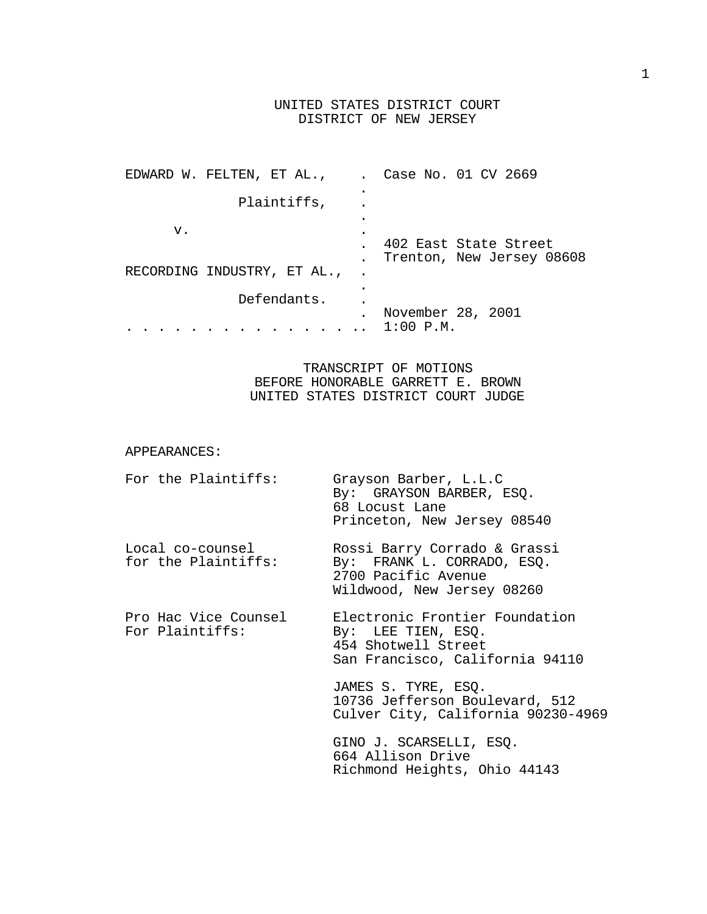UNITED STATES DISTRICT COURT
DISTRICT OF NEW JERSEY

| | | |
|---|---|---|
| EDWARD W. FELTEN, ET AL., | . | Case No. 01 CV 2669 |
| | . | |
| Plaintiffs, | . | |
| | . | |
| v. | . | |
| | . | 402 East State Street |
| | . | Trenton, New Jersey 08608 |
| RECORDING INDUSTRY, ET AL., | . | |
| | . | |
| Defendants. | . | |
| | . | November 28, 2001 |
| . . . . . . . . . . . . . . . . | . | 1:00 P.M. |

TRANSCRIPT OF MOTIONS
BEFORE HONORABLE GARRETT E. BROWN
UNITED STATES DISTRICT COURT JUDGE

APPEARANCES:

| | |
|---|---|
| For the Plaintiffs: | Grayson Barber, L.L.C<br>By: GRAYSON BARBER, ESQ.<br>68 Locust Lane<br>Princeton, New Jersey 08540 |
| Local co-counsel for the Plaintiffs: | Rossi Barry Corrado & Grassi<br>By: FRANK L. CORRADO, ESQ.<br>2700 Pacific Avenue<br>Wildwood, New Jersey 08260 |
| Pro Hac Vice Counsel For Plaintiffs: | Electronic Frontier Foundation<br>By: LEE TIEN, ESQ.<br>454 Shotwell Street<br>San Francisco, California 94110 |
| | JAMES S. TYRE, ESQ.<br>10736 Jefferson Boulevard, 512<br>Culver City, California 90230-4969 |
| | GINO J. SCARSELLI, ESQ.<br>664 Allison Drive<br>Richmond Heights, Ohio 44143 |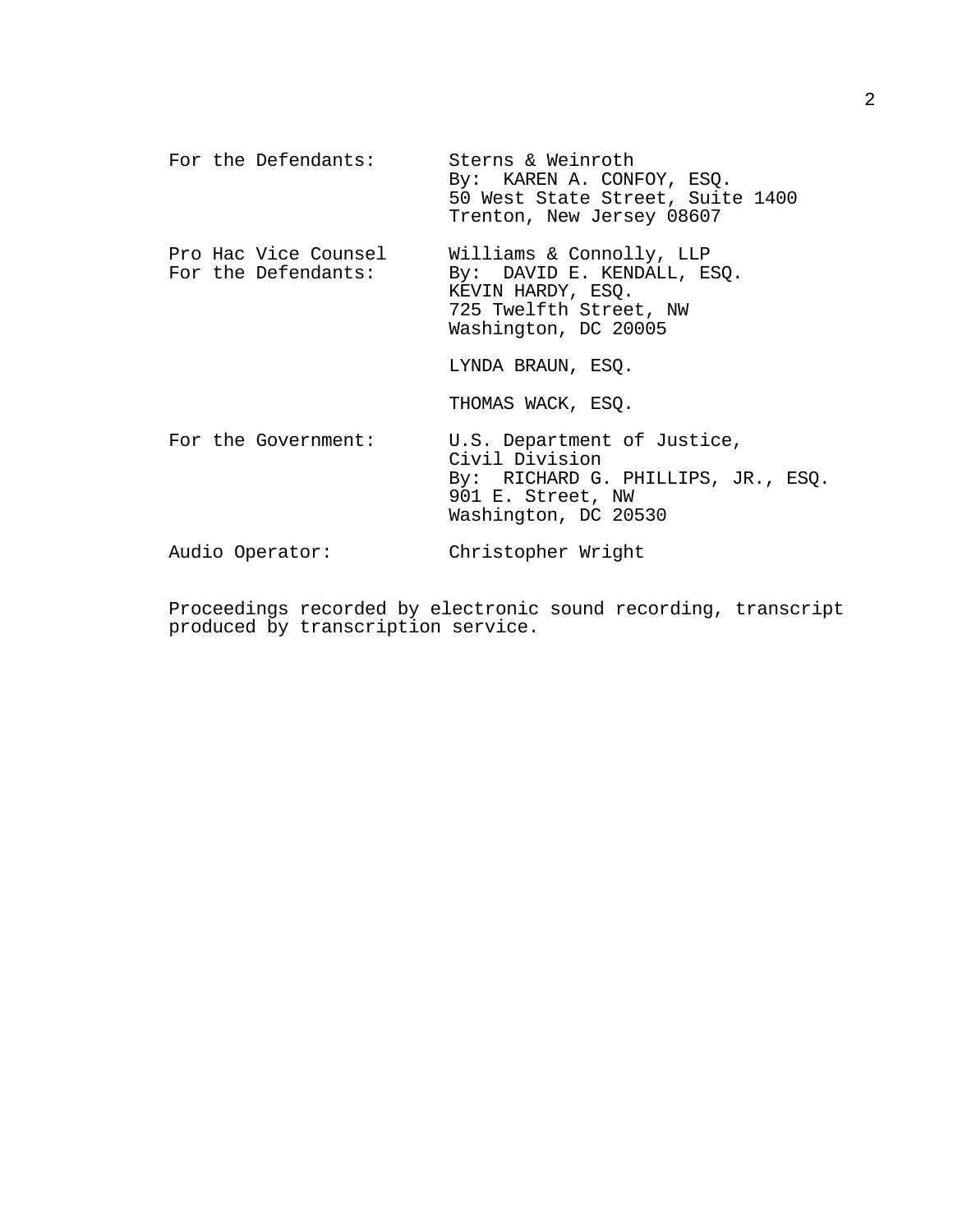| | |
|---|---|
| For the Defendants: | Sterns & Weinroth<br>By: KAREN A. CONFOY, ESQ.<br>50 West State Street, Suite 1400<br>Trenton, New Jersey 08607 |
| Pro Hac Vice Counsel<br>For the Defendants: | Williams & Connolly, LLP<br>By: DAVID E. KENDALL, ESQ.<br>KEVIN HARDY, ESQ.<br>725 Twelfth Street, NW<br>Washington, DC 20005<br><br>LYNDA BRAUN, ESQ.<br><br>THOMAS WACK, ESQ. |
| For the Government: | U.S. Department of Justice,<br>Civil Division<br>By: RICHARD G. PHILLIPS, JR., ESQ.<br>901 E. Street, NW<br>Washington, DC 20530 |
| Audio Operator: | Christopher Wright |

Proceedings recorded by electronic sound recording, transcript produced by transcription service.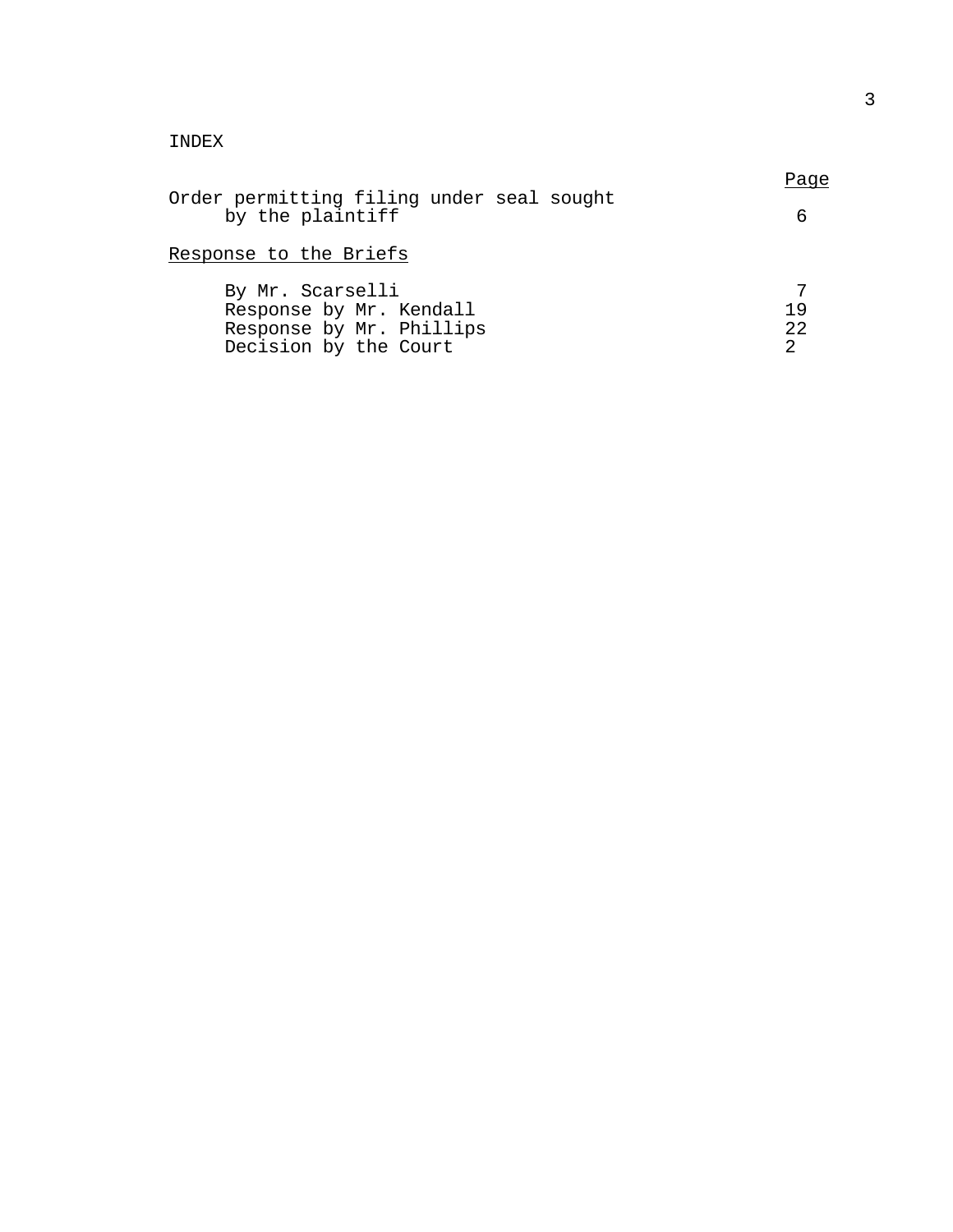INDEX

| | Page |
|---|---|
| Order permitting filing under seal sought by the plaintiff | 6 |
| Response to the Briefs | |
| By Mr. Scarselli | 7 |
| Response by Mr. Kendall | 19 |
| Response by Mr. Phillips | 22 |
| Decision by the Court | 2 |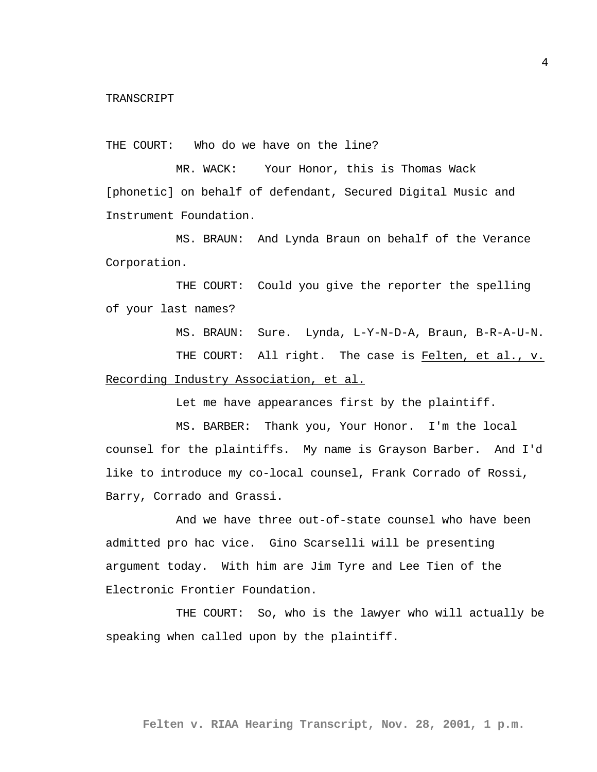TRANSCRIPT

THE COURT: Who do we have on the line?

MR. WACK: Your Honor, this is Thomas Wack [phonetic] on behalf of defendant, Secured Digital Music and Instrument Foundation.

MS. BRAUN: And Lynda Braun on behalf of the Verance Corporation.

THE COURT: Could you give the reporter the spelling of your last names?

MS. BRAUN: Sure. Lynda, L-Y-N-D-A, Braun, B-R-A-U-N.

THE COURT: All right. The case is Felten, et al., v. Recording Industry Association, et al.

Let me have appearances first by the plaintiff.

MS. BARBER: Thank you, Your Honor. I'm the local counsel for the plaintiffs. My name is Grayson Barber. And I'd like to introduce my co-local counsel, Frank Corrado of Rossi, Barry, Corrado and Grassi.

And we have three out-of-state counsel who have been admitted pro hac vice. Gino Scarselli will be presenting argument today. With him are Jim Tyre and Lee Tien of the Electronic Frontier Foundation.

THE COURT: So, who is the lawyer who will actually be speaking when called upon by the plaintiff.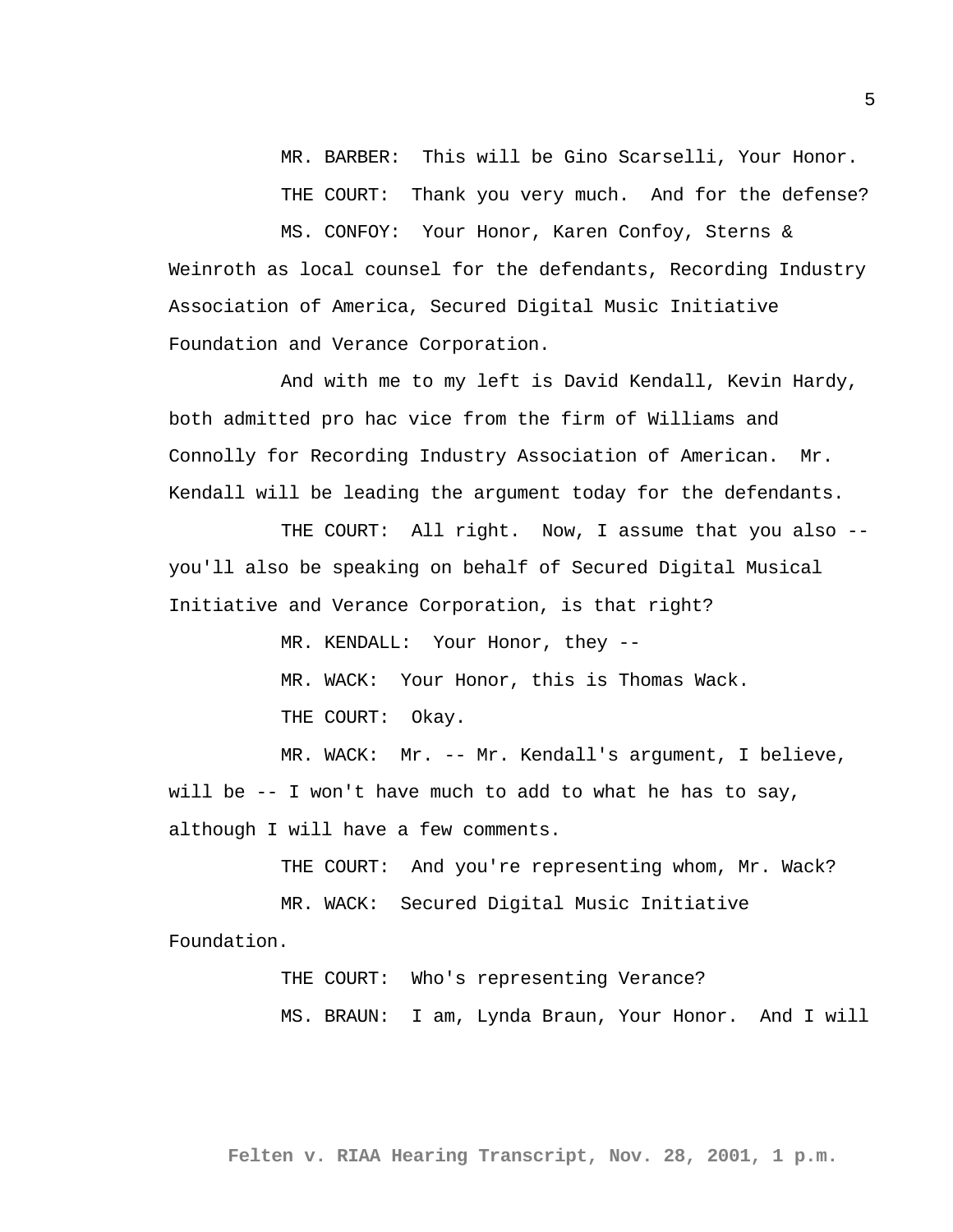MR. BARBER: This will be Gino Scarselli, Your Honor.

THE COURT: Thank you very much. And for the defense?

MS. CONFOY: Your Honor, Karen Confoy, Sterns & Weinroth as local counsel for the defendants, Recording Industry Association of America, Secured Digital Music Initiative Foundation and Verance Corporation.

And with me to my left is David Kendall, Kevin Hardy, both admitted pro hac vice from the firm of Williams and Connolly for Recording Industry Association of American. Mr. Kendall will be leading the argument today for the defendants.

THE COURT: All right. Now, I assume that you also -- you'll also be speaking on behalf of Secured Digital Musical Initiative and Verance Corporation, is that right?

MR. KENDALL: Your Honor, they --

MR. WACK: Your Honor, this is Thomas Wack.

THE COURT: Okay.

MR. WACK: Mr. -- Mr. Kendall's argument, I believe, will be -- I won't have much to add to what he has to say, although I will have a few comments.

THE COURT: And you're representing whom, Mr. Wack?

MR. WACK: Secured Digital Music Initiative Foundation.

THE COURT: Who's representing Verance?

MS. BRAUN: I am, Lynda Braun, Your Honor. And I will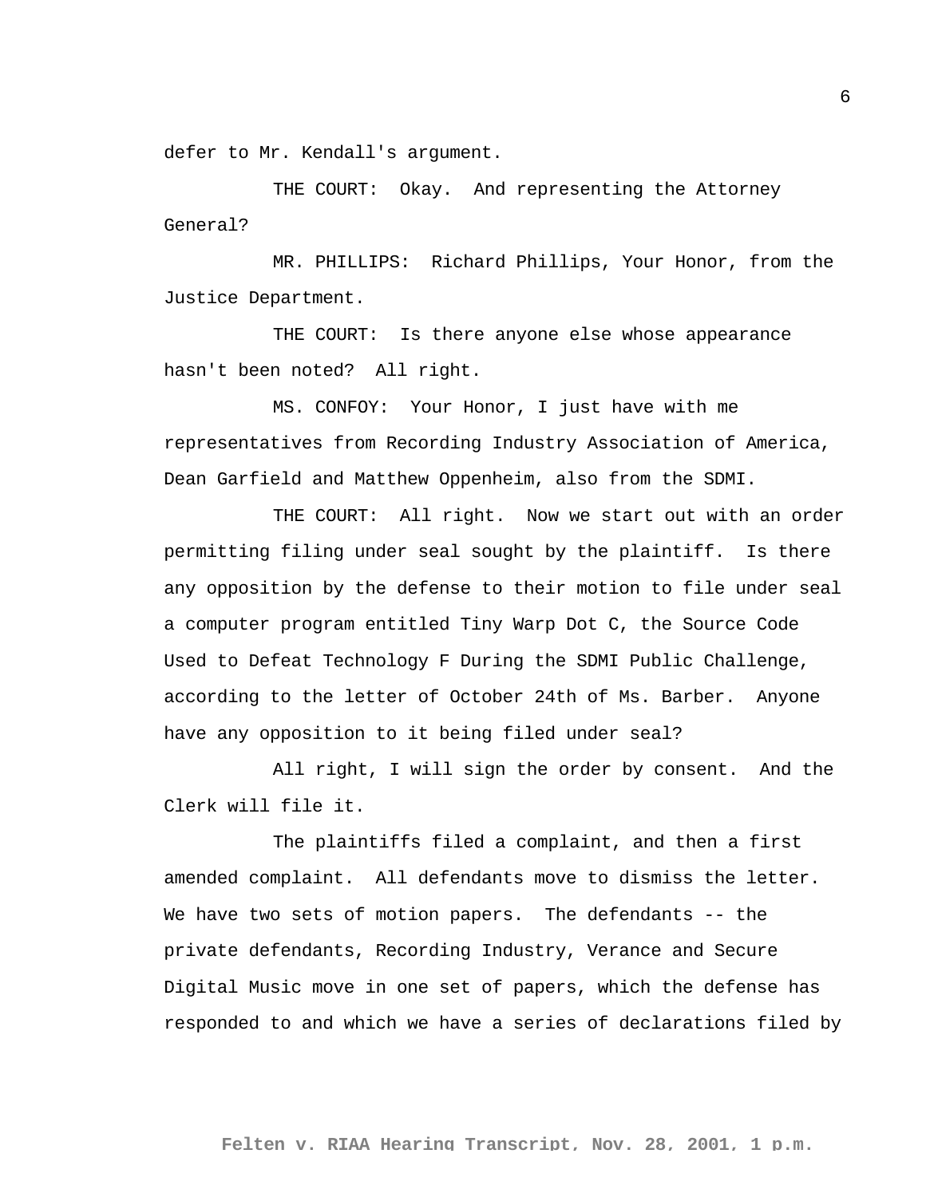defer to Mr. Kendall's argument.

THE COURT: Okay. And representing the Attorney General?

MR. PHILLIPS: Richard Phillips, Your Honor, from the Justice Department.

THE COURT: Is there anyone else whose appearance hasn't been noted? All right.

MS. CONFOY: Your Honor, I just have with me representatives from Recording Industry Association of America, Dean Garfield and Matthew Oppenheim, also from the SDMI.

THE COURT: All right. Now we start out with an order permitting filing under seal sought by the plaintiff. Is there any opposition by the defense to their motion to file under seal a computer program entitled Tiny Warp Dot C, the Source Code Used to Defeat Technology F During the SDMI Public Challenge, according to the letter of October 24th of Ms. Barber. Anyone have any opposition to it being filed under seal?

All right, I will sign the order by consent. And the Clerk will file it.

The plaintiffs filed a complaint, and then a first amended complaint. All defendants move to dismiss the letter. We have two sets of motion papers. The defendants -- the private defendants, Recording Industry, Verance and Secure Digital Music move in one set of papers, which the defense has responded to and which we have a series of declarations filed by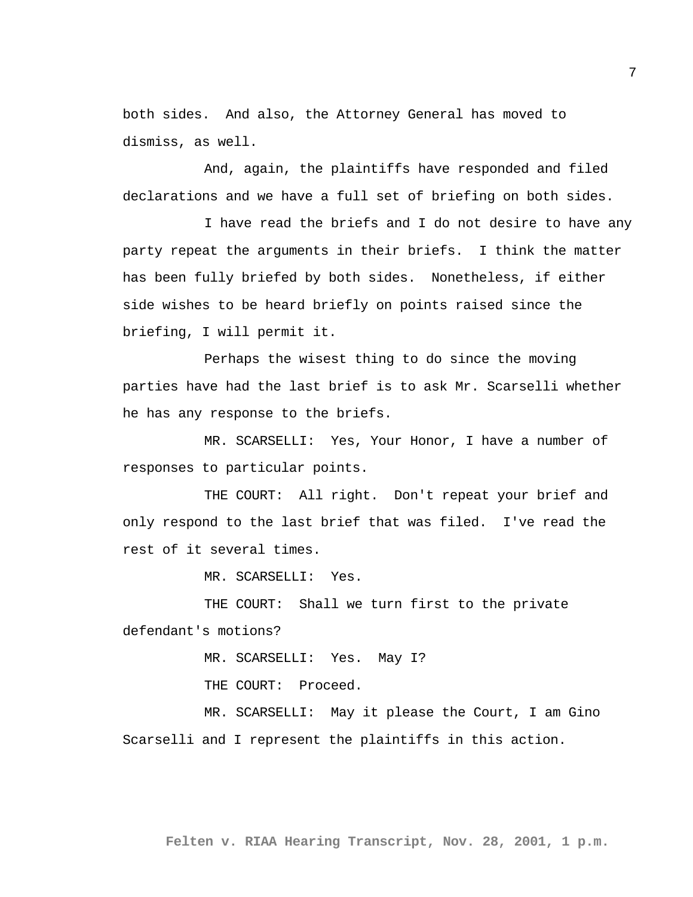both sides. And also, the Attorney General has moved to dismiss, as well.

And, again, the plaintiffs have responded and filed declarations and we have a full set of briefing on both sides.

I have read the briefs and I do not desire to have any party repeat the arguments in their briefs. I think the matter has been fully briefed by both sides. Nonetheless, if either side wishes to be heard briefly on points raised since the briefing, I will permit it.

Perhaps the wisest thing to do since the moving parties have had the last brief is to ask Mr. Scarselli whether he has any response to the briefs.

MR. SCARSELLI: Yes, Your Honor, I have a number of responses to particular points.

THE COURT: All right. Don't repeat your brief and only respond to the last brief that was filed. I've read the rest of it several times.

MR. SCARSELLI: Yes.

THE COURT: Shall we turn first to the private defendant's motions?

MR. SCARSELLI: Yes. May I?

THE COURT: Proceed.

MR. SCARSELLI: May it please the Court, I am Gino Scarselli and I represent the plaintiffs in this action.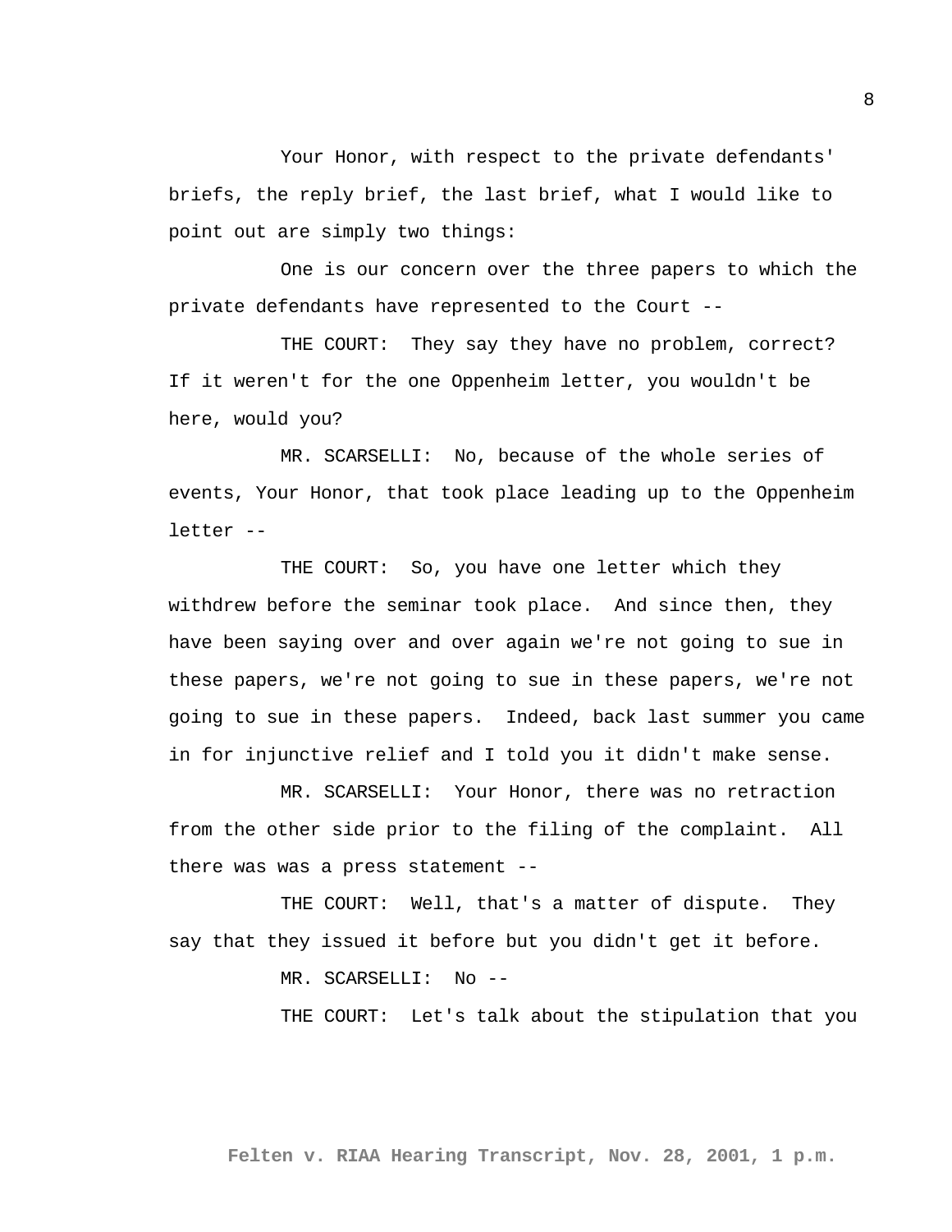Your Honor, with respect to the private defendants' briefs, the reply brief, the last brief, what I would like to point out are simply two things:

One is our concern over the three papers to which the private defendants have represented to the Court --

THE COURT: They say they have no problem, correct? If it weren't for the one Oppenheim letter, you wouldn't be here, would you?

MR. SCARSELLI: No, because of the whole series of events, Your Honor, that took place leading up to the Oppenheim letter --

THE COURT: So, you have one letter which they withdrew before the seminar took place. And since then, they have been saying over and over again we're not going to sue in these papers, we're not going to sue in these papers, we're not going to sue in these papers. Indeed, back last summer you came in for injunctive relief and I told you it didn't make sense.

MR. SCARSELLI: Your Honor, there was no retraction from the other side prior to the filing of the complaint. All there was was a press statement --

THE COURT: Well, that's a matter of dispute. They say that they issued it before but you didn't get it before.

MR. SCARSELLI: No --

THE COURT: Let's talk about the stipulation that you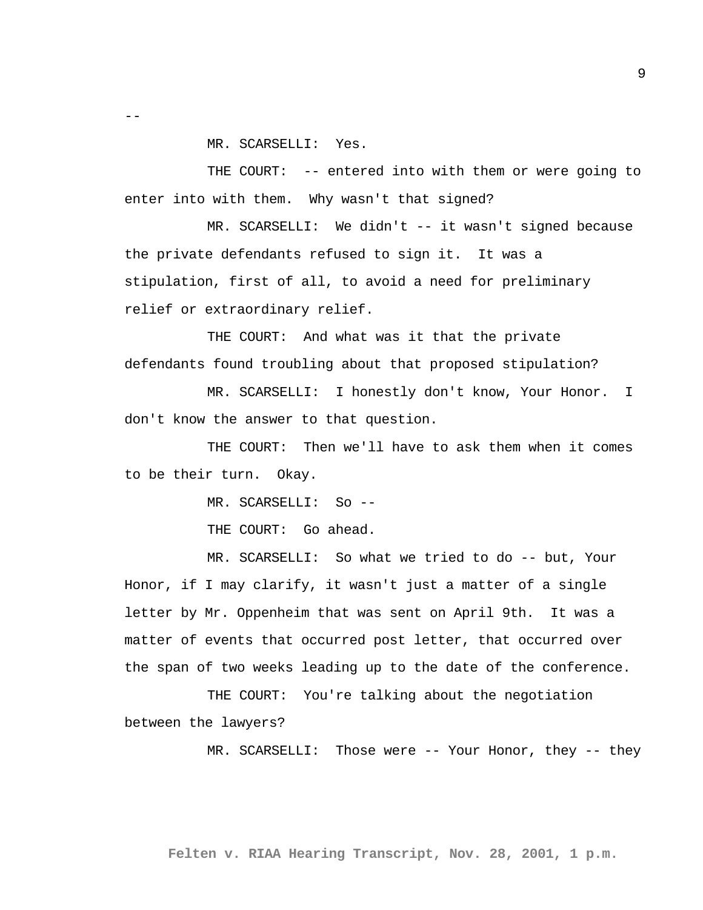--

MR. SCARSELLI: Yes.

THE COURT: -- entered into with them or were going to enter into with them. Why wasn't that signed?

MR. SCARSELLI: We didn't -- it wasn't signed because the private defendants refused to sign it. It was a stipulation, first of all, to avoid a need for preliminary relief or extraordinary relief.

THE COURT: And what was it that the private defendants found troubling about that proposed stipulation?

MR. SCARSELLI: I honestly don't know, Your Honor. I don't know the answer to that question.

THE COURT: Then we'll have to ask them when it comes to be their turn. Okay.

MR. SCARSELLI: So --

THE COURT: Go ahead.

MR. SCARSELLI: So what we tried to do -- but, Your Honor, if I may clarify, it wasn't just a matter of a single letter by Mr. Oppenheim that was sent on April 9th. It was a matter of events that occurred post letter, that occurred over the span of two weeks leading up to the date of the conference.

THE COURT: You're talking about the negotiation between the lawyers?

MR. SCARSELLI: Those were -- Your Honor, they -- they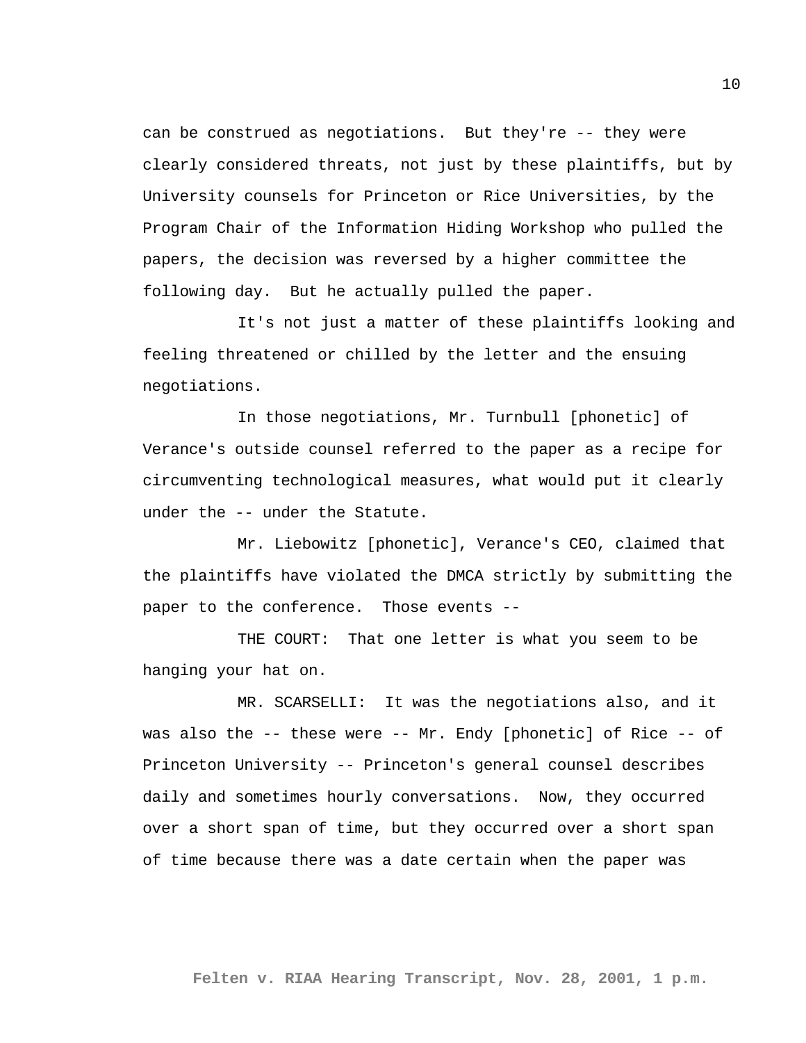can be construed as negotiations. But they're -- they were clearly considered threats, not just by these plaintiffs, but by University counsels for Princeton or Rice Universities, by the Program Chair of the Information Hiding Workshop who pulled the papers, the decision was reversed by a higher committee the following day. But he actually pulled the paper.

It's not just a matter of these plaintiffs looking and feeling threatened or chilled by the letter and the ensuing negotiations.

In those negotiations, Mr. Turnbull [phonetic] of Verance's outside counsel referred to the paper as a recipe for circumventing technological measures, what would put it clearly under the -- under the Statute.

Mr. Liebowitz [phonetic], Verance's CEO, claimed that the plaintiffs have violated the DMCA strictly by submitting the paper to the conference. Those events --

THE COURT: That one letter is what you seem to be hanging your hat on.

MR. SCARSELLI: It was the negotiations also, and it was also the -- these were -- Mr. Endy [phonetic] of Rice -- of Princeton University -- Princeton's general counsel describes daily and sometimes hourly conversations. Now, they occurred over a short span of time, but they occurred over a short span of time because there was a date certain when the paper was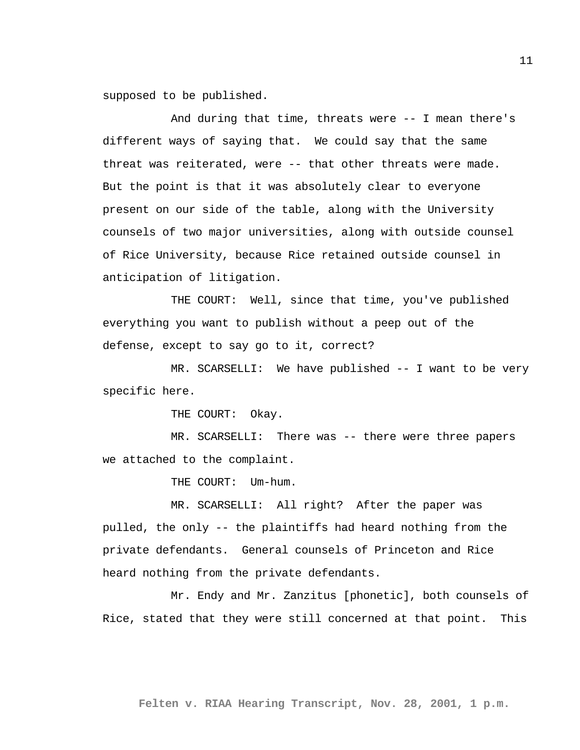supposed to be published.

And during that time, threats were -- I mean there's different ways of saying that. We could say that the same threat was reiterated, were -- that other threats were made. But the point is that it was absolutely clear to everyone present on our side of the table, along with the University counsels of two major universities, along with outside counsel of Rice University, because Rice retained outside counsel in anticipation of litigation.

THE COURT: Well, since that time, you've published everything you want to publish without a peep out of the defense, except to say go to it, correct?

MR. SCARSELLI: We have published -- I want to be very specific here.

THE COURT: Okay.

MR. SCARSELLI: There was -- there were three papers we attached to the complaint.

THE COURT: Um-hum.

MR. SCARSELLI: All right? After the paper was pulled, the only -- the plaintiffs had heard nothing from the private defendants. General counsels of Princeton and Rice heard nothing from the private defendants.

Mr. Endy and Mr. Zanzitus [phonetic], both counsels of Rice, stated that they were still concerned at that point. This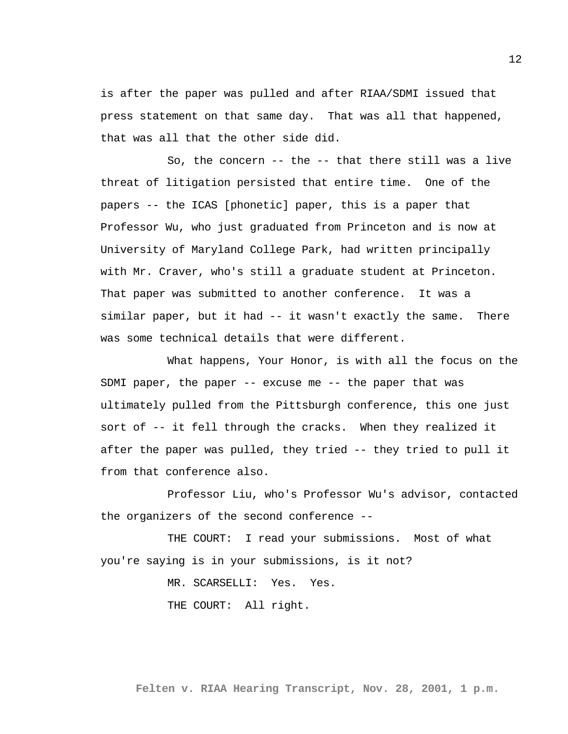is after the paper was pulled and after RIAA/SDMI issued that press statement on that same day. That was all that happened, that was all that the other side did.

So, the concern -- the -- that there still was a live threat of litigation persisted that entire time. One of the papers -- the ICAS [phonetic] paper, this is a paper that Professor Wu, who just graduated from Princeton and is now at University of Maryland College Park, had written principally with Mr. Craver, who's still a graduate student at Princeton. That paper was submitted to another conference. It was a similar paper, but it had -- it wasn't exactly the same. There was some technical details that were different.

What happens, Your Honor, is with all the focus on the SDMI paper, the paper -- excuse me -- the paper that was ultimately pulled from the Pittsburgh conference, this one just sort of -- it fell through the cracks. When they realized it after the paper was pulled, they tried -- they tried to pull it from that conference also.

Professor Liu, who's Professor Wu's advisor, contacted the organizers of the second conference --

THE COURT: I read your submissions. Most of what you're saying is in your submissions, is it not?

MR. SCARSELLI: Yes. Yes.

THE COURT: All right.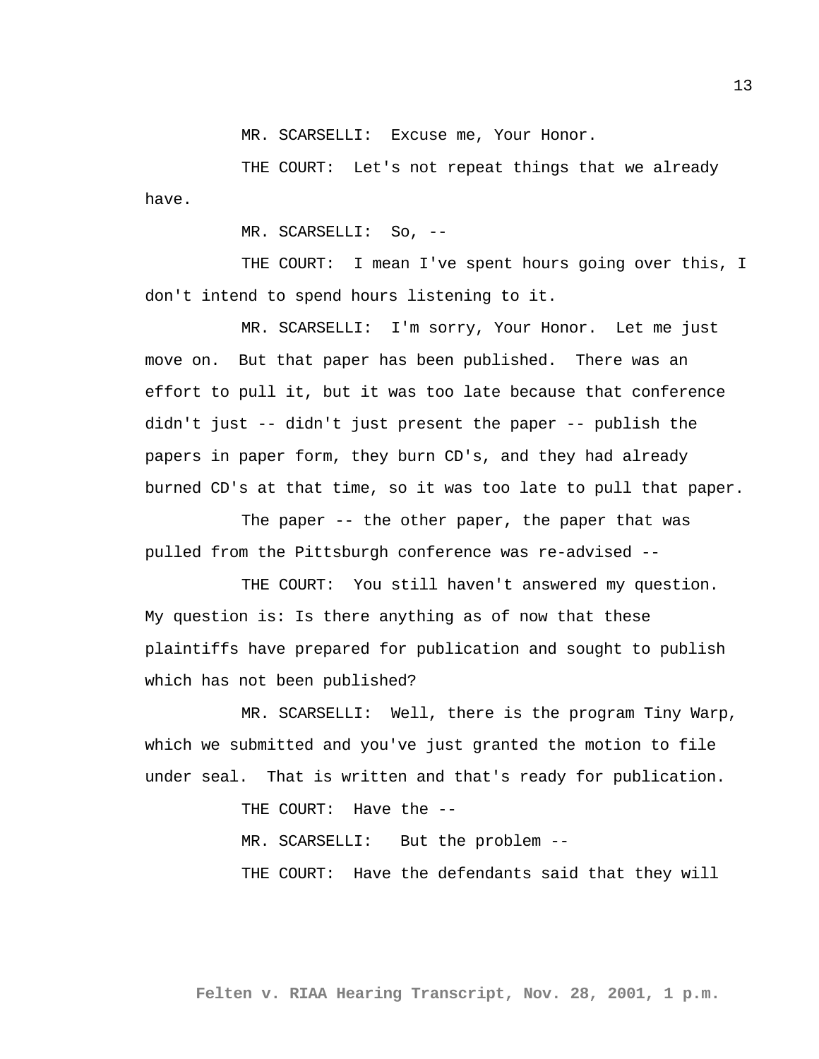MR. SCARSELLI: Excuse me, Your Honor.

THE COURT: Let's not repeat things that we already have.

MR. SCARSELLI: So, --

THE COURT: I mean I've spent hours going over this, I don't intend to spend hours listening to it.

MR. SCARSELLI: I'm sorry, Your Honor. Let me just move on. But that paper has been published. There was an effort to pull it, but it was too late because that conference didn't just -- didn't just present the paper -- publish the papers in paper form, they burn CD's, and they had already burned CD's at that time, so it was too late to pull that paper.

The paper -- the other paper, the paper that was pulled from the Pittsburgh conference was re-advised --

THE COURT: You still haven't answered my question. My question is: Is there anything as of now that these plaintiffs have prepared for publication and sought to publish which has not been published?

MR. SCARSELLI: Well, there is the program Tiny Warp, which we submitted and you've just granted the motion to file under seal. That is written and that's ready for publication.

THE COURT: Have the --

MR. SCARSELLI: But the problem --

THE COURT: Have the defendants said that they will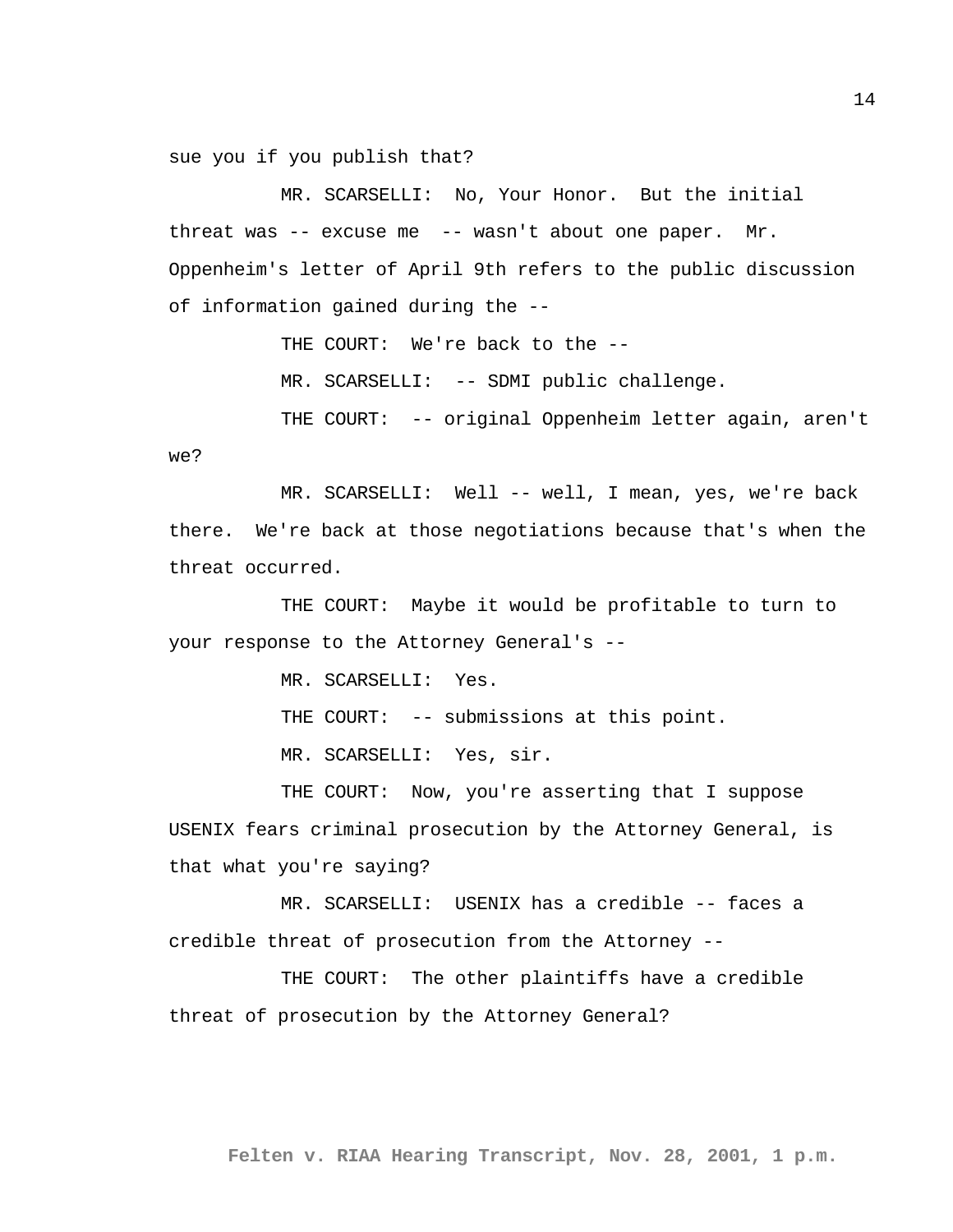sue you if you publish that?

MR. SCARSELLI: No, Your Honor. But the initial threat was -- excuse me -- wasn't about one paper. Mr. Oppenheim's letter of April 9th refers to the public discussion of information gained during the --

THE COURT: We're back to the --

MR. SCARSELLI: -- SDMI public challenge.

THE COURT: -- original Oppenheim letter again, aren't we?

MR. SCARSELLI: Well -- well, I mean, yes, we're back there. We're back at those negotiations because that's when the threat occurred.

THE COURT: Maybe it would be profitable to turn to your response to the Attorney General's --

MR. SCARSELLI: Yes.

THE COURT: -- submissions at this point.

MR. SCARSELLI: Yes, sir.

THE COURT: Now, you're asserting that I suppose USENIX fears criminal prosecution by the Attorney General, is that what you're saying?

MR. SCARSELLI: USENIX has a credible -- faces a credible threat of prosecution from the Attorney --

THE COURT: The other plaintiffs have a credible threat of prosecution by the Attorney General?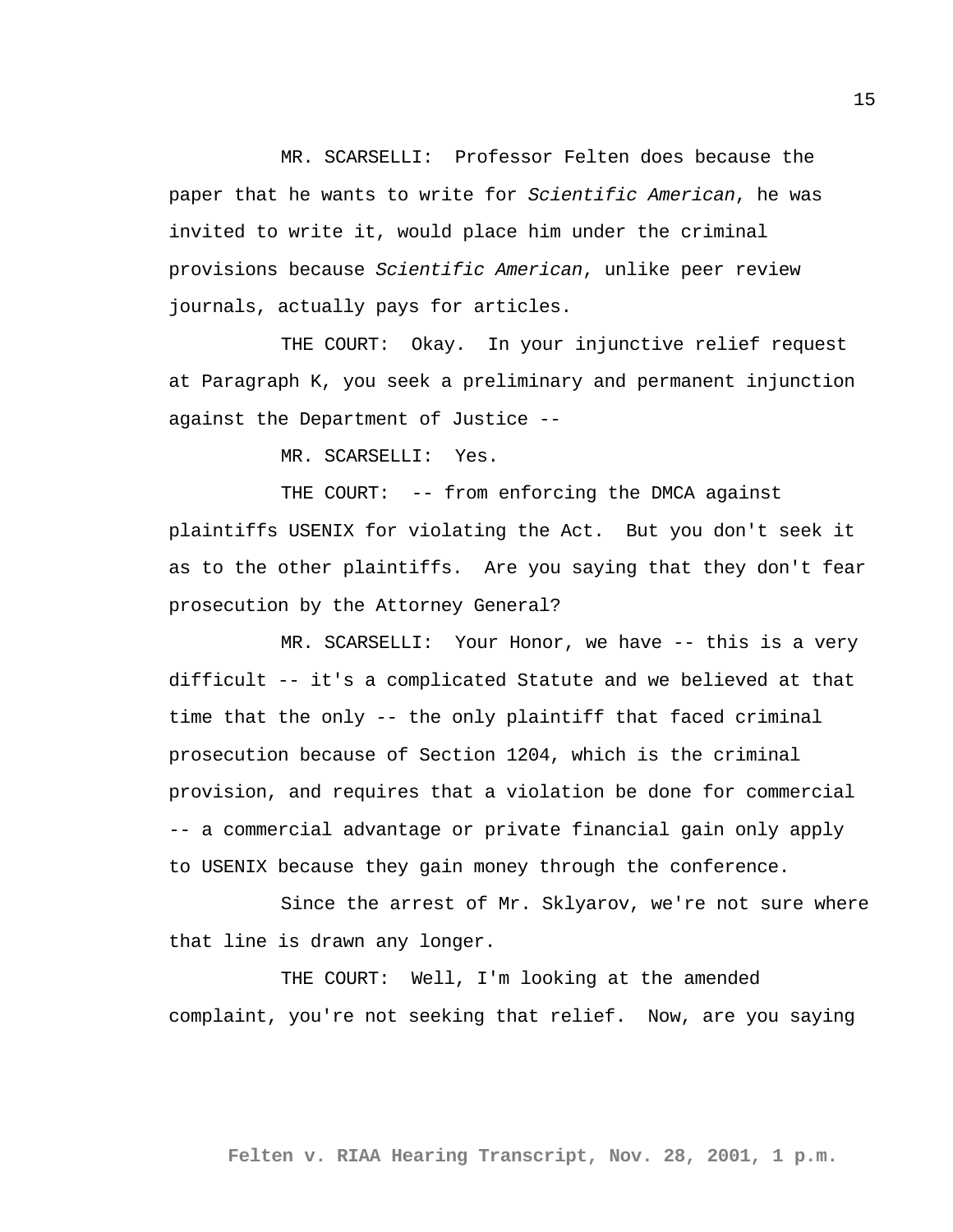MR. SCARSELLI: Professor Felten does because the paper that he wants to write for *Scientific American*, he was invited to write it, would place him under the criminal provisions because *Scientific American*, unlike peer review journals, actually pays for articles.

THE COURT: Okay. In your injunctive relief request at Paragraph K, you seek a preliminary and permanent injunction against the Department of Justice --

MR. SCARSELLI: Yes.

THE COURT: -- from enforcing the DMCA against plaintiffs USENIX for violating the Act. But you don't seek it as to the other plaintiffs. Are you saying that they don't fear prosecution by the Attorney General?

MR. SCARSELLI: Your Honor, we have -- this is a very difficult -- it's a complicated Statute and we believed at that time that the only -- the only plaintiff that faced criminal prosecution because of Section 1204, which is the criminal provision, and requires that a violation be done for commercial -- a commercial advantage or private financial gain only apply to USENIX because they gain money through the conference.

Since the arrest of Mr. Sklyarov, we're not sure where that line is drawn any longer.

THE COURT: Well, I'm looking at the amended complaint, you're not seeking that relief. Now, are you saying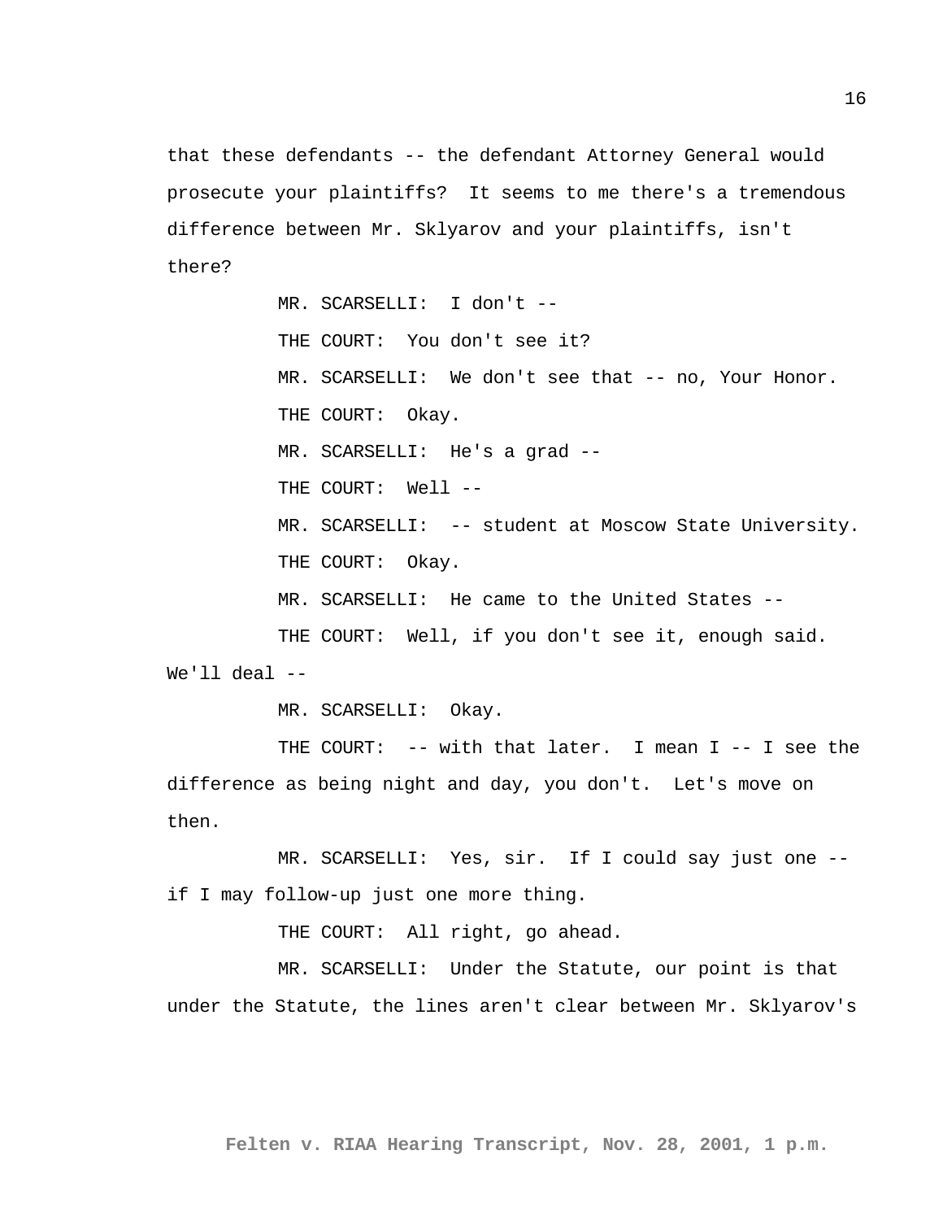that these defendants -- the defendant Attorney General would prosecute your plaintiffs? It seems to me there's a tremendous difference between Mr. Sklyarov and your plaintiffs, isn't there?

MR. SCARSELLI: I don't --

THE COURT: You don't see it?

MR. SCARSELLI: We don't see that -- no, Your Honor.

THE COURT: Okay.

MR. SCARSELLI: He's a grad --

THE COURT: Well --

MR. SCARSELLI: -- student at Moscow State University.

THE COURT: Okay.

MR. SCARSELLI: He came to the United States --

THE COURT: Well, if you don't see it, enough said. We'll deal --

MR. SCARSELLI: Okay.

THE COURT: -- with that later. I mean I -- I see the difference as being night and day, you don't. Let's move on then.

MR. SCARSELLI: Yes, sir. If I could say just one -- if I may follow-up just one more thing.

THE COURT: All right, go ahead.

MR. SCARSELLI: Under the Statute, our point is that under the Statute, the lines aren't clear between Mr. Sklyarov's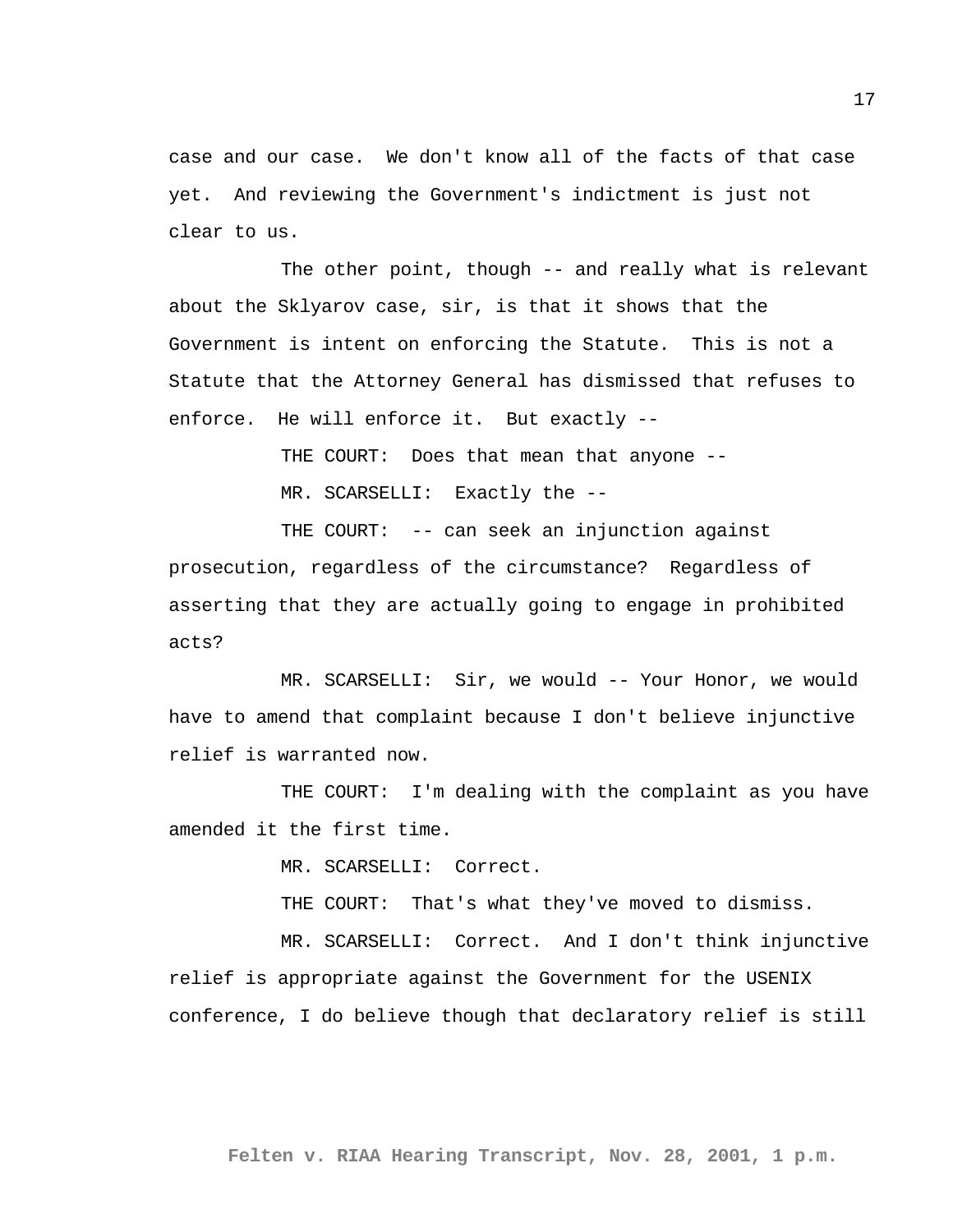case and our case. We don't know all of the facts of that case yet. And reviewing the Government's indictment is just not clear to us.

The other point, though -- and really what is relevant about the Sklyarov case, sir, is that it shows that the Government is intent on enforcing the Statute. This is not a Statute that the Attorney General has dismissed that refuses to enforce. He will enforce it. But exactly --

THE COURT: Does that mean that anyone --

MR. SCARSELLI: Exactly the --

THE COURT: -- can seek an injunction against prosecution, regardless of the circumstance? Regardless of asserting that they are actually going to engage in prohibited acts?

MR. SCARSELLI: Sir, we would -- Your Honor, we would have to amend that complaint because I don't believe injunctive relief is warranted now.

THE COURT: I'm dealing with the complaint as you have amended it the first time.

MR. SCARSELLI: Correct.

THE COURT: That's what they've moved to dismiss.

MR. SCARSELLI: Correct. And I don't think injunctive relief is appropriate against the Government for the USENIX conference, I do believe though that declaratory relief is still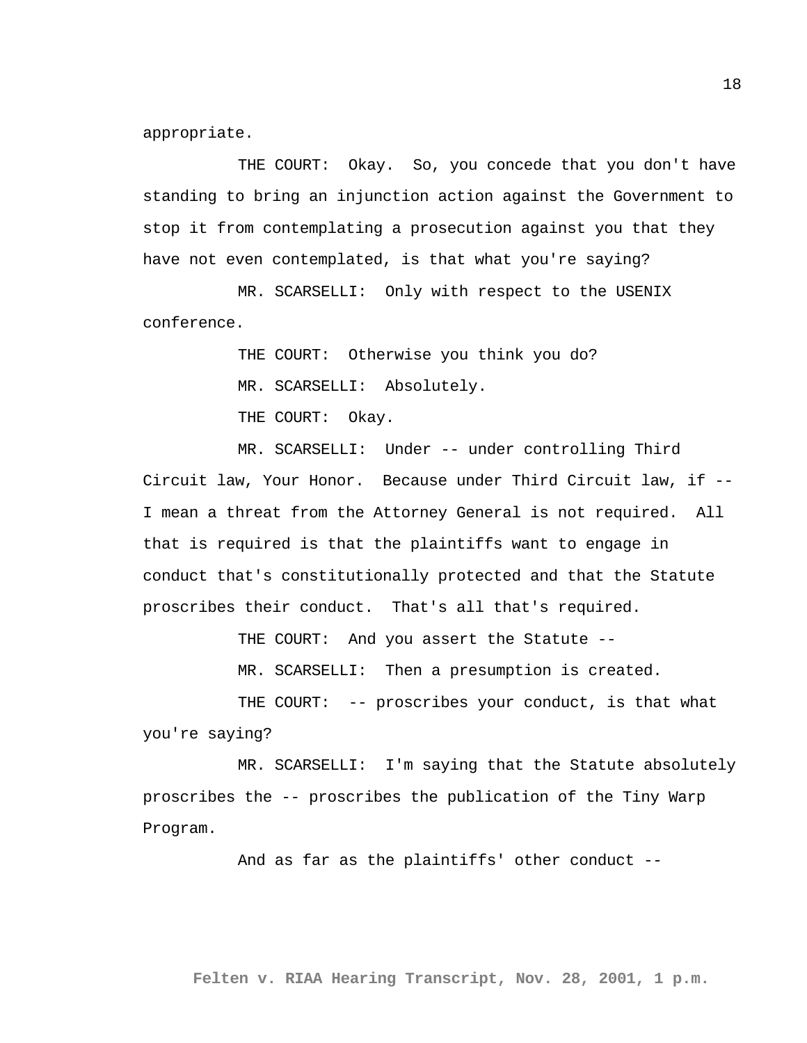appropriate.

THE COURT: Okay. So, you concede that you don't have standing to bring an injunction action against the Government to stop it from contemplating a prosecution against you that they have not even contemplated, is that what you're saying?

MR. SCARSELLI: Only with respect to the USENIX conference.

THE COURT: Otherwise you think you do?

MR. SCARSELLI: Absolutely.

THE COURT: Okay.

MR. SCARSELLI: Under -- under controlling Third Circuit law, Your Honor. Because under Third Circuit law, if -- I mean a threat from the Attorney General is not required. All that is required is that the plaintiffs want to engage in conduct that's constitutionally protected and that the Statute proscribes their conduct. That's all that's required.

THE COURT: And you assert the Statute --

MR. SCARSELLI: Then a presumption is created.

THE COURT: -- proscribes your conduct, is that what you're saying?

MR. SCARSELLI: I'm saying that the Statute absolutely proscribes the -- proscribes the publication of the Tiny Warp Program.

And as far as the plaintiffs' other conduct --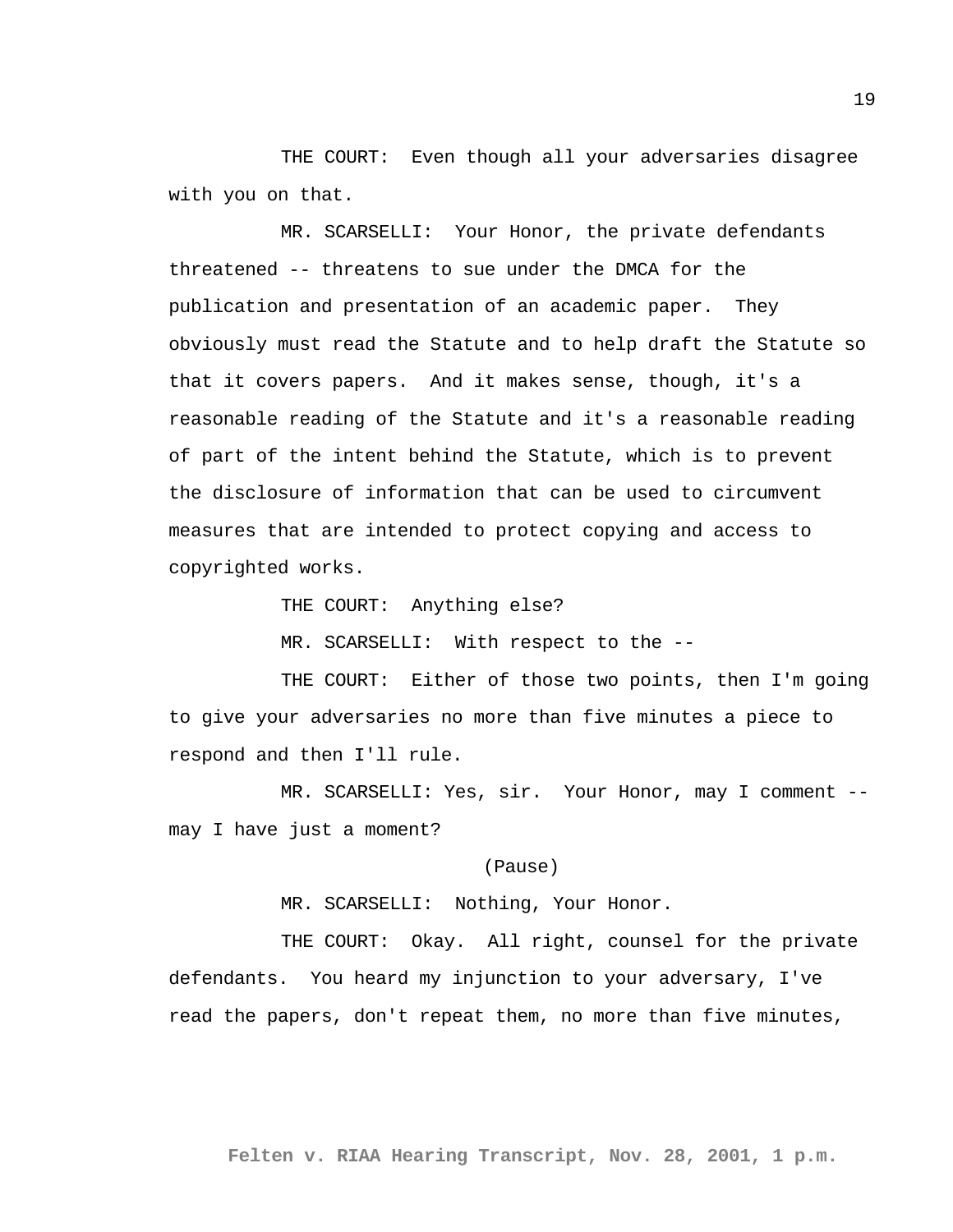THE COURT: Even though all your adversaries disagree with you on that.

MR. SCARSELLI: Your Honor, the private defendants threatened -- threatens to sue under the DMCA for the publication and presentation of an academic paper. They obviously must read the Statute and to help draft the Statute so that it covers papers. And it makes sense, though, it's a reasonable reading of the Statute and it's a reasonable reading of part of the intent behind the Statute, which is to prevent the disclosure of information that can be used to circumvent measures that are intended to protect copying and access to copyrighted works.

THE COURT: Anything else?

MR. SCARSELLI: With respect to the --

THE COURT: Either of those two points, then I'm going to give your adversaries no more than five minutes a piece to respond and then I'll rule.

MR. SCARSELLI: Yes, sir. Your Honor, may I comment -- may I have just a moment?

(Pause)

MR. SCARSELLI: Nothing, Your Honor.

THE COURT: Okay. All right, counsel for the private defendants. You heard my injunction to your adversary, I've read the papers, don't repeat them, no more than five minutes,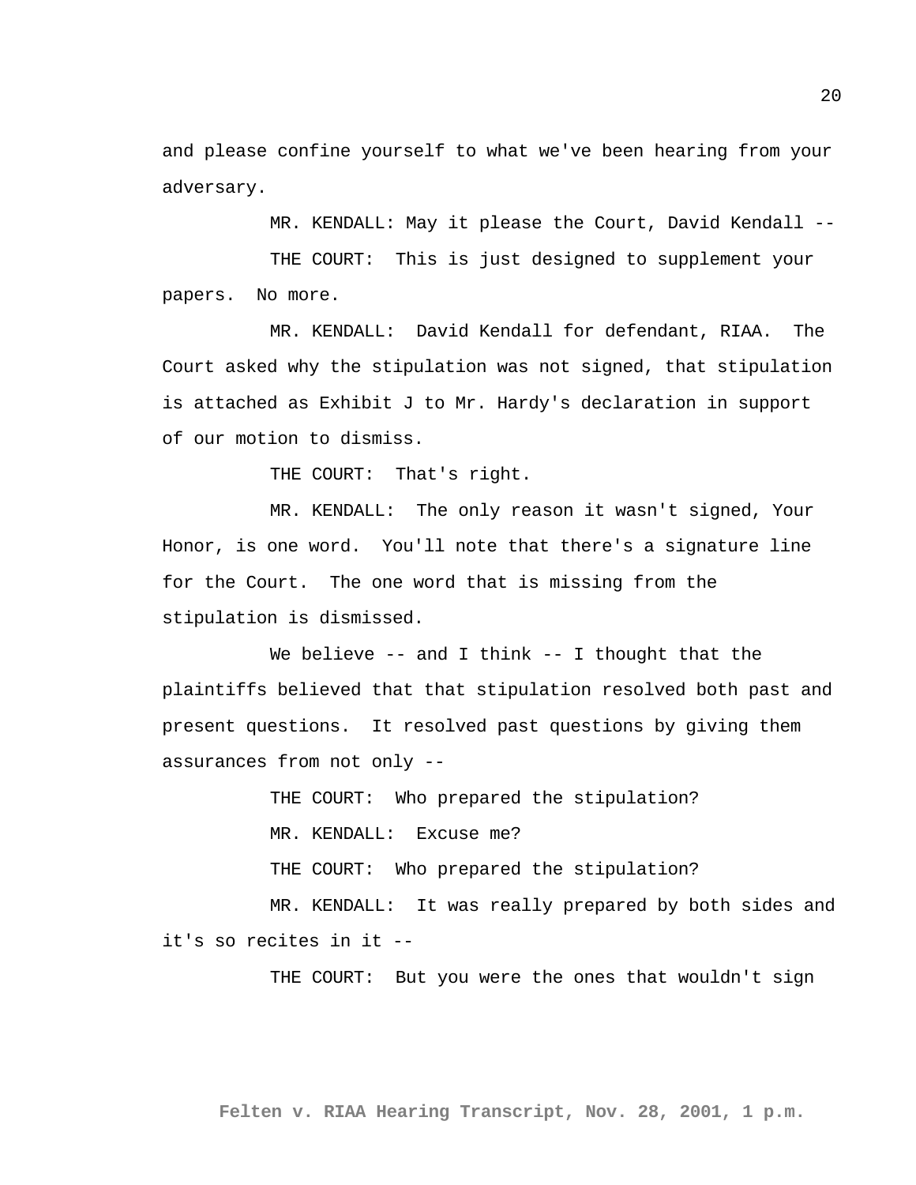and please confine yourself to what we've been hearing from your adversary.

MR. KENDALL: May it please the Court, David Kendall --

THE COURT: This is just designed to supplement your papers. No more.

MR. KENDALL: David Kendall for defendant, RIAA. The Court asked why the stipulation was not signed, that stipulation is attached as Exhibit J to Mr. Hardy's declaration in support of our motion to dismiss.

THE COURT: That's right.

MR. KENDALL: The only reason it wasn't signed, Your Honor, is one word. You'll note that there's a signature line for the Court. The one word that is missing from the stipulation is dismissed.

We believe -- and I think -- I thought that the plaintiffs believed that that stipulation resolved both past and present questions. It resolved past questions by giving them assurances from not only --

THE COURT: Who prepared the stipulation?

MR. KENDALL: Excuse me?

THE COURT: Who prepared the stipulation?

MR. KENDALL: It was really prepared by both sides and it's so recites in it --

THE COURT: But you were the ones that wouldn't sign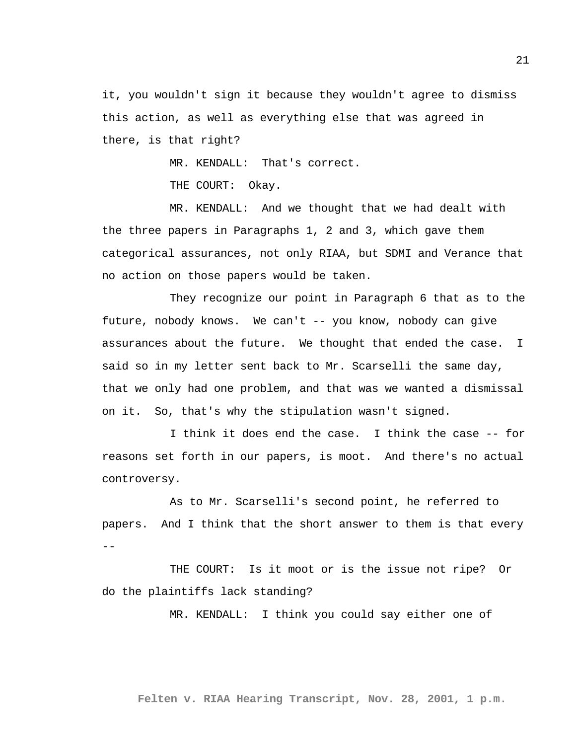it, you wouldn't sign it because they wouldn't agree to dismiss this action, as well as everything else that was agreed in there, is that right?

MR. KENDALL: That's correct.

THE COURT: Okay.

MR. KENDALL: And we thought that we had dealt with the three papers in Paragraphs 1, 2 and 3, which gave them categorical assurances, not only RIAA, but SDMI and Verance that no action on those papers would be taken.

They recognize our point in Paragraph 6 that as to the future, nobody knows. We can't -- you know, nobody can give assurances about the future. We thought that ended the case. I said so in my letter sent back to Mr. Scarselli the same day, that we only had one problem, and that was we wanted a dismissal on it. So, that's why the stipulation wasn't signed.

I think it does end the case. I think the case -- for reasons set forth in our papers, is moot. And there's no actual controversy.

As to Mr. Scarselli's second point, he referred to papers. And I think that the short answer to them is that every --

THE COURT: Is it moot or is the issue not ripe? Or do the plaintiffs lack standing?

MR. KENDALL: I think you could say either one of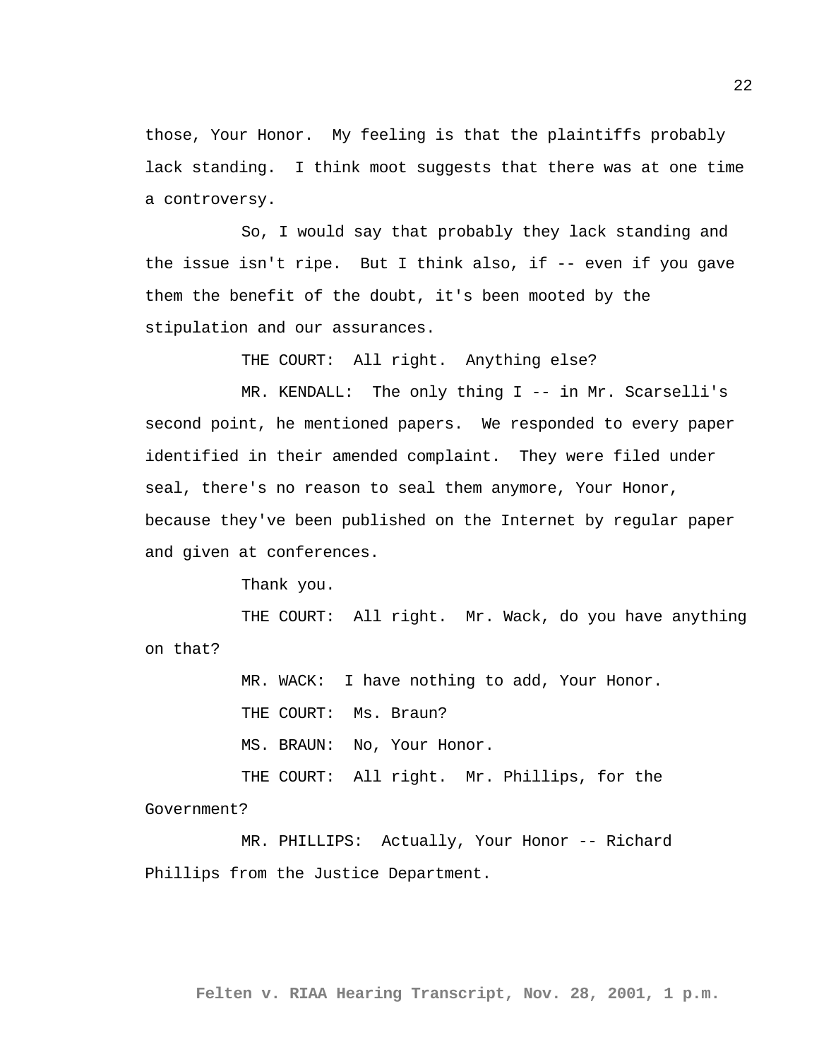those, Your Honor. My feeling is that the plaintiffs probably lack standing. I think moot suggests that there was at one time a controversy.

So, I would say that probably they lack standing and the issue isn't ripe. But I think also, if -- even if you gave them the benefit of the doubt, it's been mooted by the stipulation and our assurances.

THE COURT: All right. Anything else?

MR. KENDALL: The only thing I -- in Mr. Scarselli's second point, he mentioned papers. We responded to every paper identified in their amended complaint. They were filed under seal, there's no reason to seal them anymore, Your Honor, because they've been published on the Internet by regular paper and given at conferences.

Thank you.

THE COURT: All right. Mr. Wack, do you have anything on that?

MR. WACK: I have nothing to add, Your Honor.

THE COURT: Ms. Braun?

MS. BRAUN: No, Your Honor.

THE COURT: All right. Mr. Phillips, for the Government?

MR. PHILLIPS: Actually, Your Honor -- Richard Phillips from the Justice Department.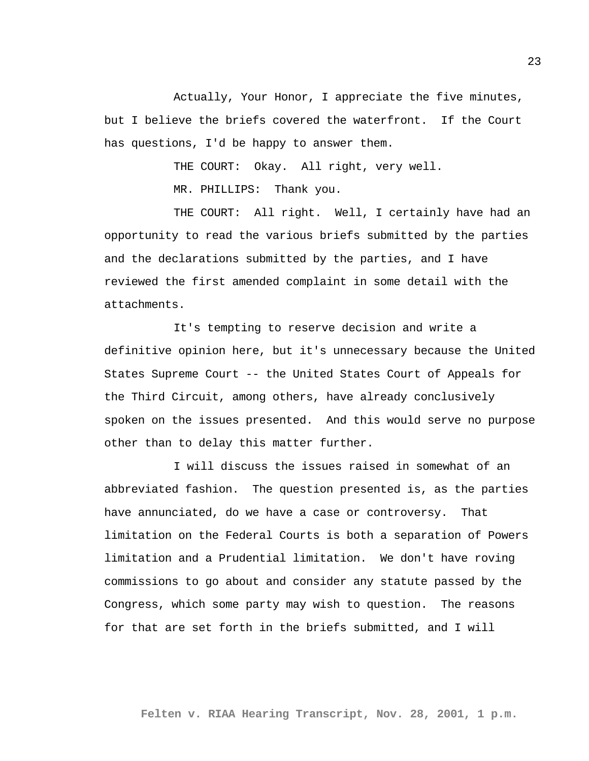Actually, Your Honor, I appreciate the five minutes, but I believe the briefs covered the waterfront. If the Court has questions, I'd be happy to answer them.

THE COURT: Okay. All right, very well.

MR. PHILLIPS: Thank you.

THE COURT: All right. Well, I certainly have had an opportunity to read the various briefs submitted by the parties and the declarations submitted by the parties, and I have reviewed the first amended complaint in some detail with the attachments.

It's tempting to reserve decision and write a definitive opinion here, but it's unnecessary because the United States Supreme Court -- the United States Court of Appeals for the Third Circuit, among others, have already conclusively spoken on the issues presented. And this would serve no purpose other than to delay this matter further.

I will discuss the issues raised in somewhat of an abbreviated fashion. The question presented is, as the parties have annunciated, do we have a case or controversy. That limitation on the Federal Courts is both a separation of Powers limitation and a Prudential limitation. We don't have roving commissions to go about and consider any statute passed by the Congress, which some party may wish to question. The reasons for that are set forth in the briefs submitted, and I will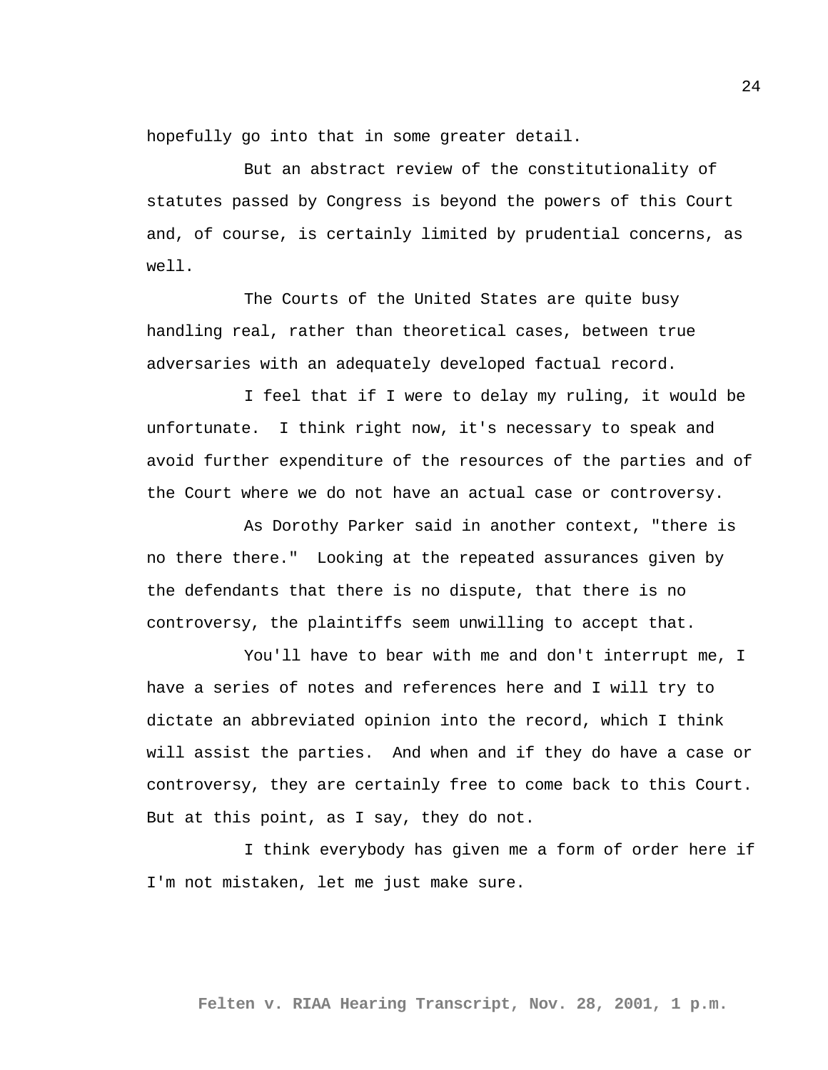hopefully go into that in some greater detail.

But an abstract review of the constitutionality of statutes passed by Congress is beyond the powers of this Court and, of course, is certainly limited by prudential concerns, as well.

The Courts of the United States are quite busy handling real, rather than theoretical cases, between true adversaries with an adequately developed factual record.

I feel that if I were to delay my ruling, it would be unfortunate. I think right now, it's necessary to speak and avoid further expenditure of the resources of the parties and of the Court where we do not have an actual case or controversy.

As Dorothy Parker said in another context, "there is no there there." Looking at the repeated assurances given by the defendants that there is no dispute, that there is no controversy, the plaintiffs seem unwilling to accept that.

You'll have to bear with me and don't interrupt me, I have a series of notes and references here and I will try to dictate an abbreviated opinion into the record, which I think will assist the parties. And when and if they do have a case or controversy, they are certainly free to come back to this Court. But at this point, as I say, they do not.

I think everybody has given me a form of order here if I'm not mistaken, let me just make sure.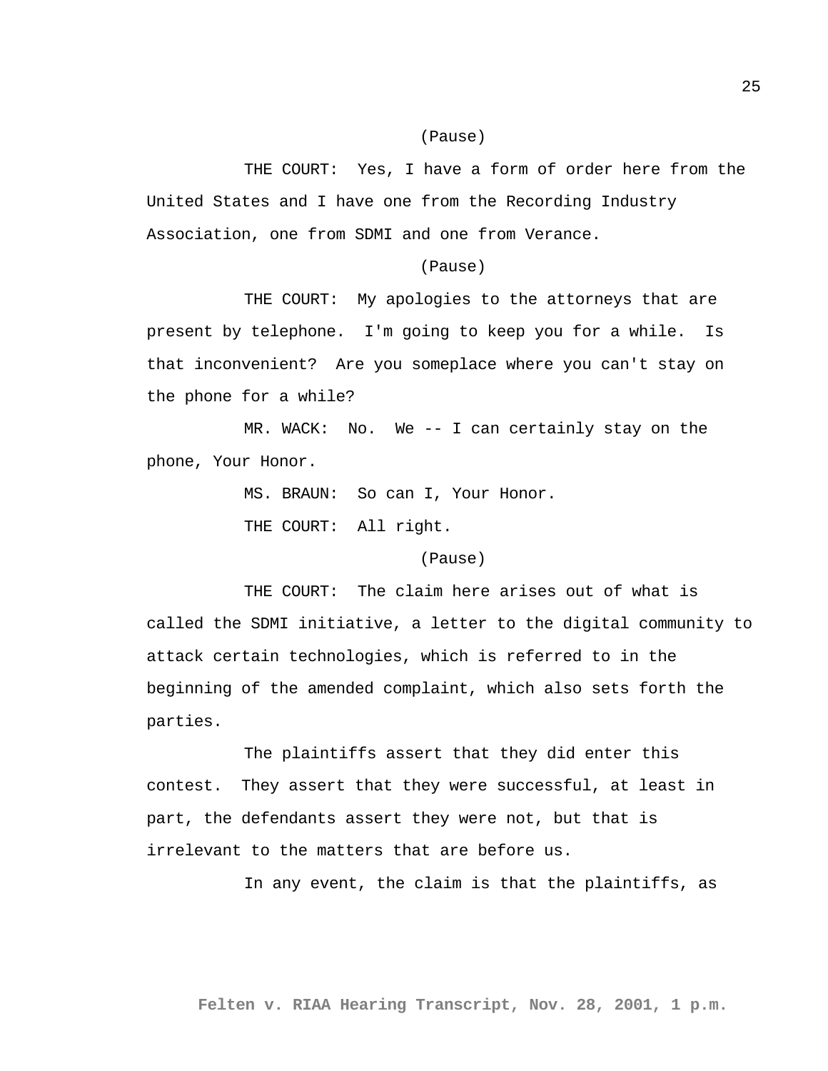(Pause)

THE COURT: Yes, I have a form of order here from the United States and I have one from the Recording Industry Association, one from SDMI and one from Verance.

(Pause)

THE COURT: My apologies to the attorneys that are present by telephone. I'm going to keep you for a while. Is that inconvenient? Are you someplace where you can't stay on the phone for a while?

MR. WACK: No. We -- I can certainly stay on the phone, Your Honor.

MS. BRAUN: So can I, Your Honor.

THE COURT: All right.

(Pause)

THE COURT: The claim here arises out of what is called the SDMI initiative, a letter to the digital community to attack certain technologies, which is referred to in the beginning of the amended complaint, which also sets forth the parties.

The plaintiffs assert that they did enter this contest. They assert that they were successful, at least in part, the defendants assert they were not, but that is irrelevant to the matters that are before us.

In any event, the claim is that the plaintiffs, as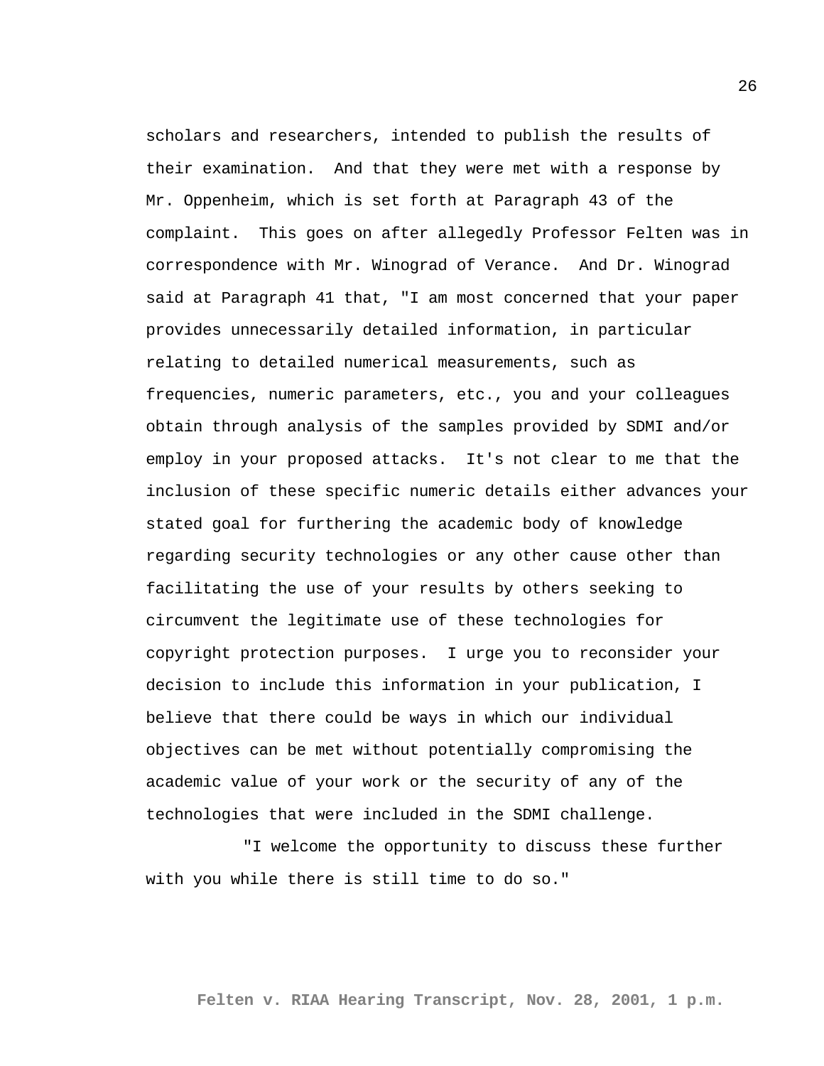scholars and researchers, intended to publish the results of their examination. And that they were met with a response by Mr. Oppenheim, which is set forth at Paragraph 43 of the complaint. This goes on after allegedly Professor Felten was in correspondence with Mr. Winograd of Verance. And Dr. Winograd said at Paragraph 41 that, "I am most concerned that your paper provides unnecessarily detailed information, in particular relating to detailed numerical measurements, such as frequencies, numeric parameters, etc., you and your colleagues obtain through analysis of the samples provided by SDMI and/or employ in your proposed attacks. It's not clear to me that the inclusion of these specific numeric details either advances your stated goal for furthering the academic body of knowledge regarding security technologies or any other cause other than facilitating the use of your results by others seeking to circumvent the legitimate use of these technologies for copyright protection purposes. I urge you to reconsider your decision to include this information in your publication, I believe that there could be ways in which our individual objectives can be met without potentially compromising the academic value of your work or the security of any of the technologies that were included in the SDMI challenge.

"I welcome the opportunity to discuss these further with you while there is still time to do so."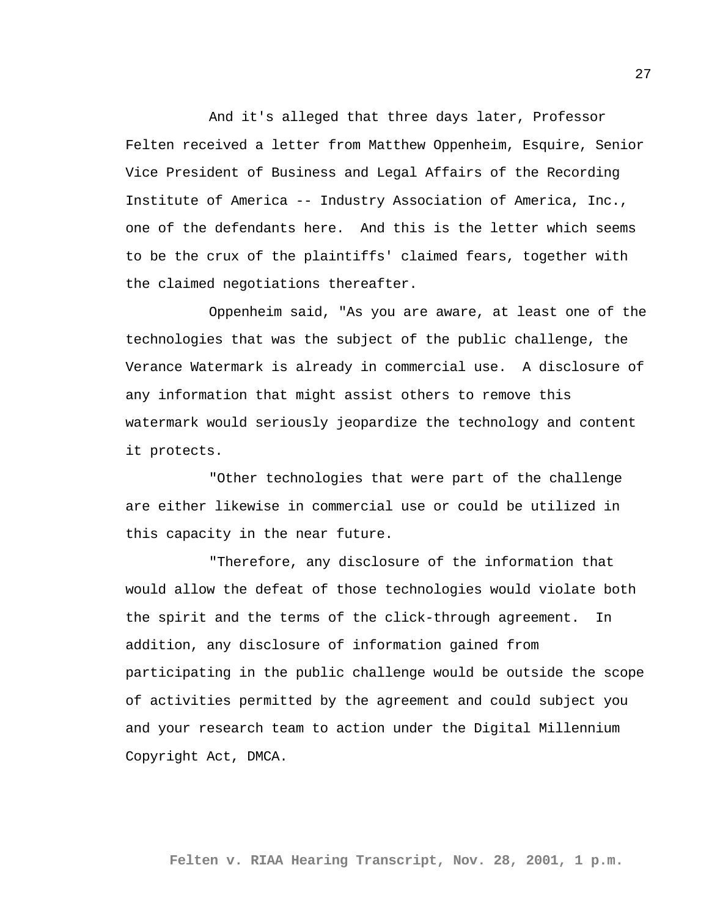And it's alleged that three days later, Professor Felten received a letter from Matthew Oppenheim, Esquire, Senior Vice President of Business and Legal Affairs of the Recording Institute of America -- Industry Association of America, Inc., one of the defendants here. And this is the letter which seems to be the crux of the plaintiffs' claimed fears, together with the claimed negotiations thereafter.

Oppenheim said, "As you are aware, at least one of the technologies that was the subject of the public challenge, the Verance Watermark is already in commercial use. A disclosure of any information that might assist others to remove this watermark would seriously jeopardize the technology and content it protects.

"Other technologies that were part of the challenge are either likewise in commercial use or could be utilized in this capacity in the near future.

"Therefore, any disclosure of the information that would allow the defeat of those technologies would violate both the spirit and the terms of the click-through agreement. In addition, any disclosure of information gained from participating in the public challenge would be outside the scope of activities permitted by the agreement and could subject you and your research team to action under the Digital Millennium Copyright Act, DMCA.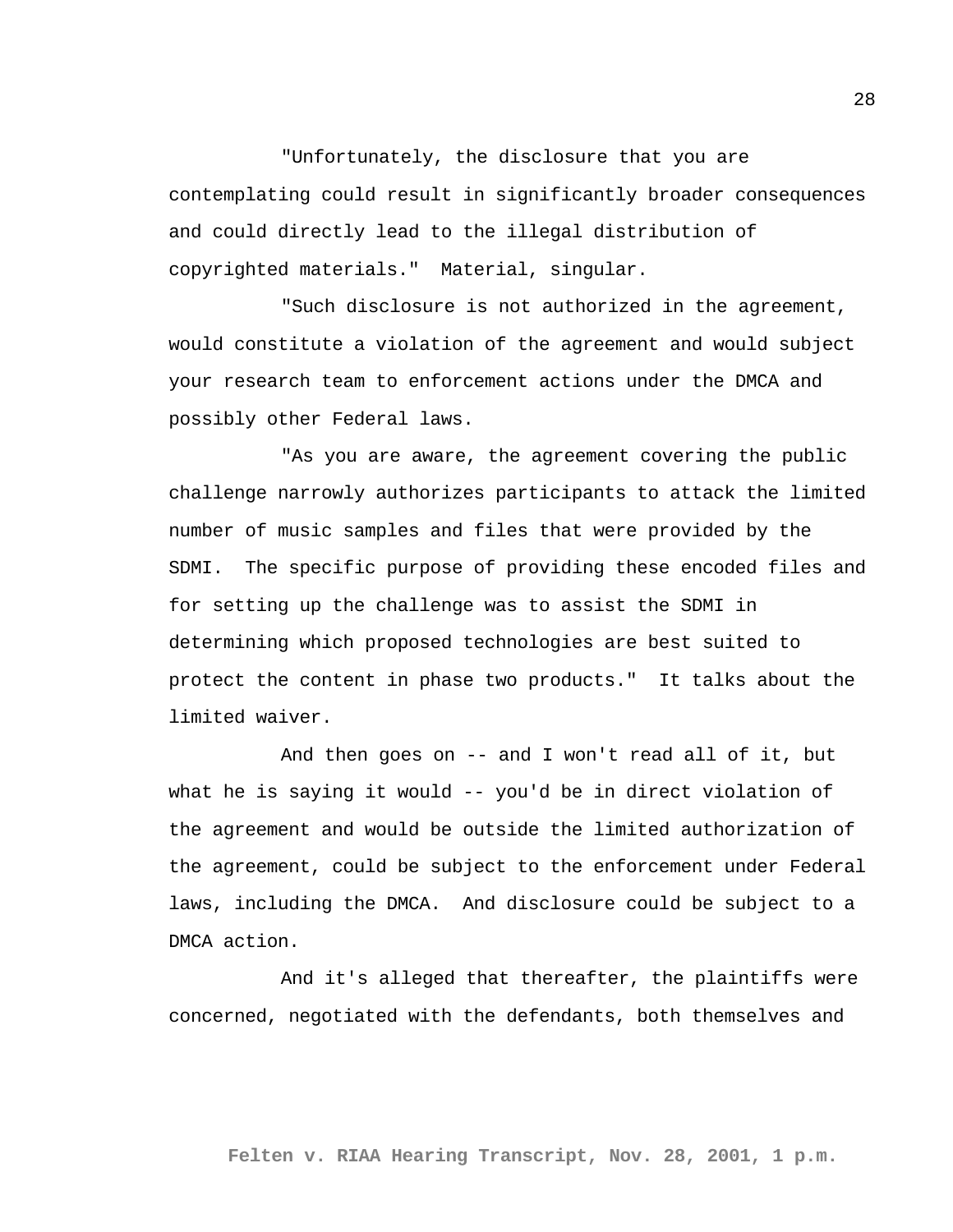"Unfortunately, the disclosure that you are contemplating could result in significantly broader consequences and could directly lead to the illegal distribution of copyrighted materials." Material, singular.

"Such disclosure is not authorized in the agreement, would constitute a violation of the agreement and would subject your research team to enforcement actions under the DMCA and possibly other Federal laws.

"As you are aware, the agreement covering the public challenge narrowly authorizes participants to attack the limited number of music samples and files that were provided by the SDMI. The specific purpose of providing these encoded files and for setting up the challenge was to assist the SDMI in determining which proposed technologies are best suited to protect the content in phase two products." It talks about the limited waiver.

And then goes on -- and I won't read all of it, but what he is saying it would -- you'd be in direct violation of the agreement and would be outside the limited authorization of the agreement, could be subject to the enforcement under Federal laws, including the DMCA. And disclosure could be subject to a DMCA action.

And it's alleged that thereafter, the plaintiffs were concerned, negotiated with the defendants, both themselves and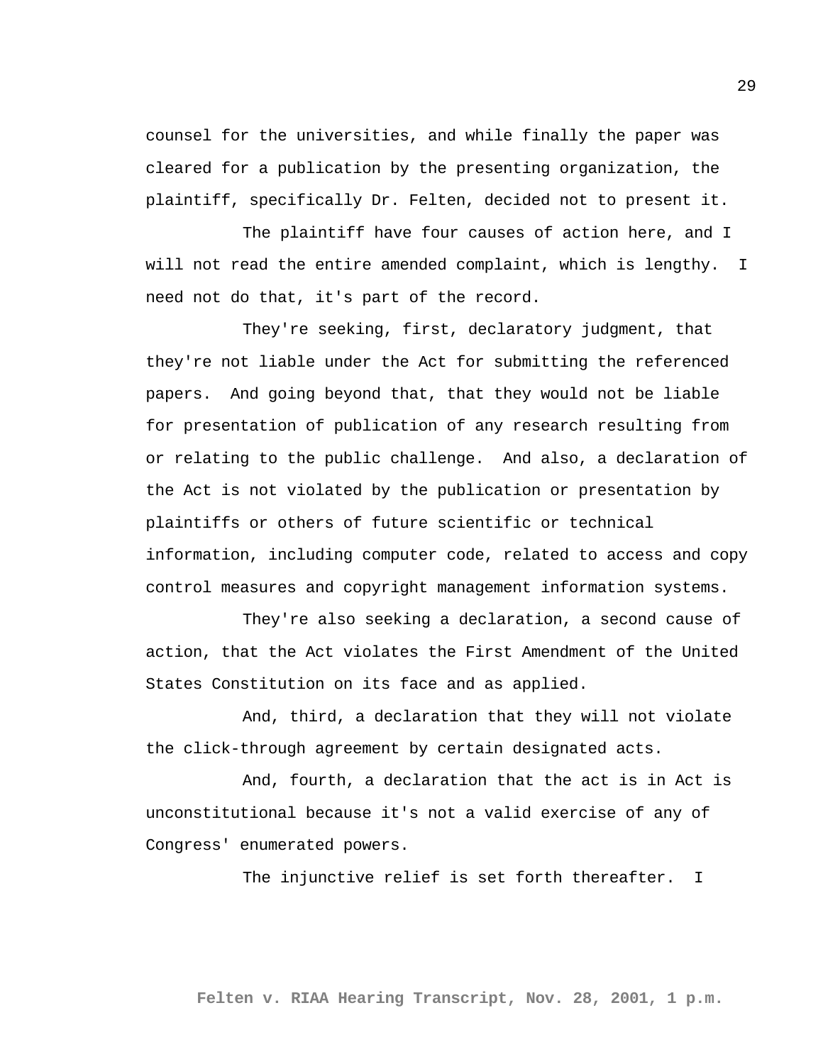counsel for the universities, and while finally the paper was cleared for a publication by the presenting organization, the plaintiff, specifically Dr. Felten, decided not to present it.

The plaintiff have four causes of action here, and I will not read the entire amended complaint, which is lengthy. I need not do that, it's part of the record.

They're seeking, first, declaratory judgment, that they're not liable under the Act for submitting the referenced papers. And going beyond that, that they would not be liable for presentation of publication of any research resulting from or relating to the public challenge. And also, a declaration of the Act is not violated by the publication or presentation by plaintiffs or others of future scientific or technical information, including computer code, related to access and copy control measures and copyright management information systems.

They're also seeking a declaration, a second cause of action, that the Act violates the First Amendment of the United States Constitution on its face and as applied.

And, third, a declaration that they will not violate the click-through agreement by certain designated acts.

And, fourth, a declaration that the act is in Act is unconstitutional because it's not a valid exercise of any of Congress' enumerated powers.

The injunctive relief is set forth thereafter. I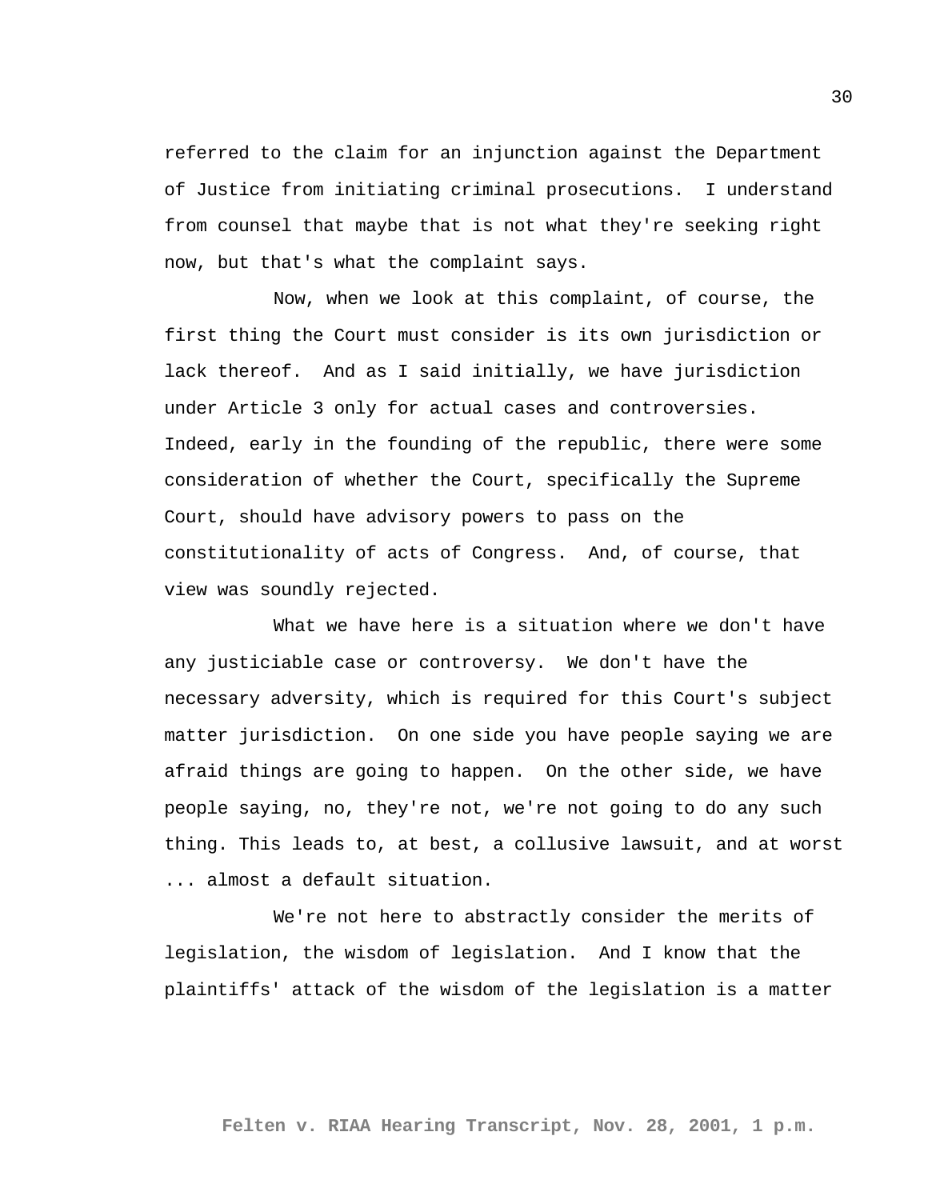referred to the claim for an injunction against the Department of Justice from initiating criminal prosecutions. I understand from counsel that maybe that is not what they're seeking right now, but that's what the complaint says.

Now, when we look at this complaint, of course, the first thing the Court must consider is its own jurisdiction or lack thereof. And as I said initially, we have jurisdiction under Article 3 only for actual cases and controversies. Indeed, early in the founding of the republic, there were some consideration of whether the Court, specifically the Supreme Court, should have advisory powers to pass on the constitutionality of acts of Congress. And, of course, that view was soundly rejected.

What we have here is a situation where we don't have any justiciable case or controversy. We don't have the necessary adversity, which is required for this Court's subject matter jurisdiction. On one side you have people saying we are afraid things are going to happen. On the other side, we have people saying, no, they're not, we're not going to do any such thing. This leads to, at best, a collusive lawsuit, and at worst ... almost a default situation.

We're not here to abstractly consider the merits of legislation, the wisdom of legislation. And I know that the plaintiffs' attack of the wisdom of the legislation is a matter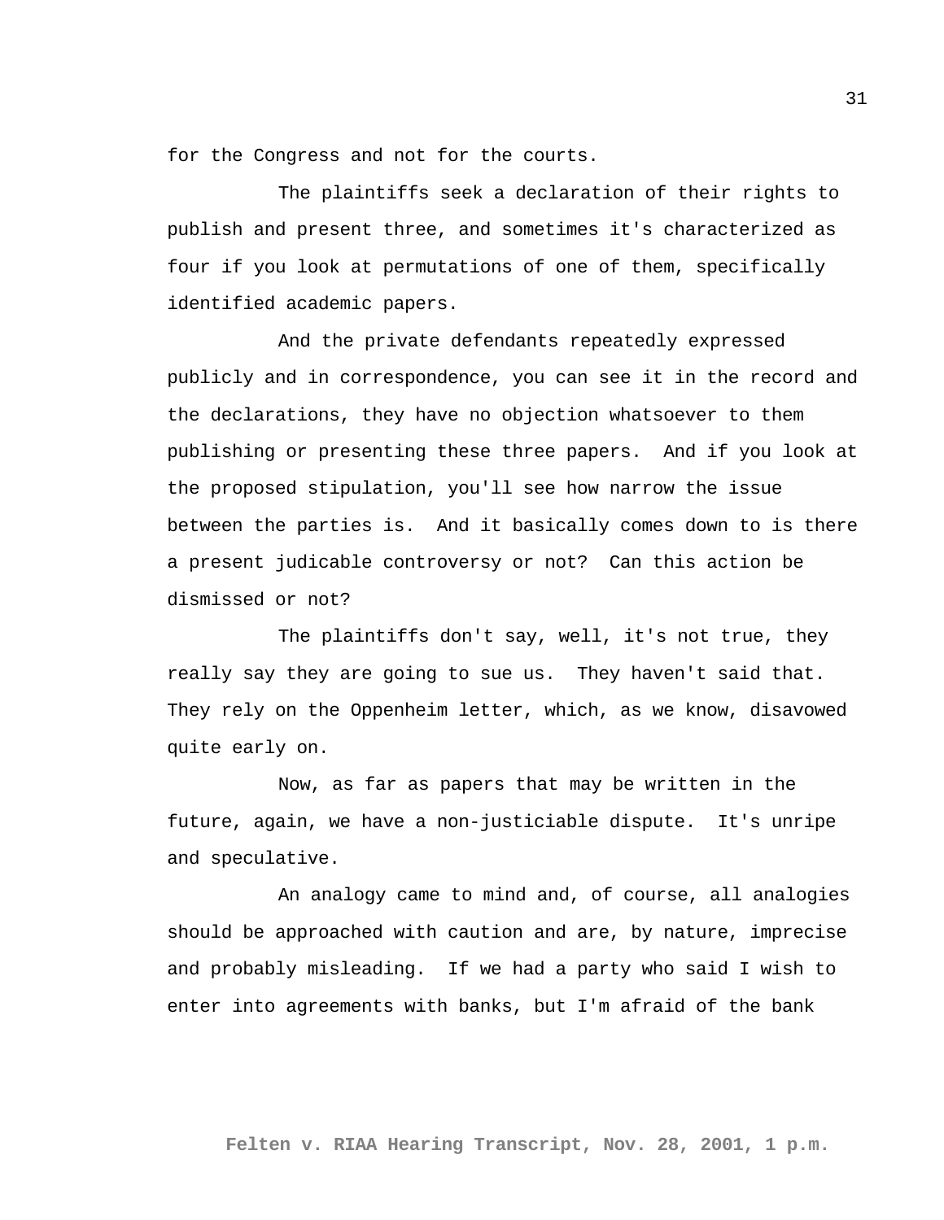for the Congress and not for the courts.

The plaintiffs seek a declaration of their rights to publish and present three, and sometimes it's characterized as four if you look at permutations of one of them, specifically identified academic papers.

And the private defendants repeatedly expressed publicly and in correspondence, you can see it in the record and the declarations, they have no objection whatsoever to them publishing or presenting these three papers. And if you look at the proposed stipulation, you'll see how narrow the issue between the parties is. And it basically comes down to is there a present judicable controversy or not? Can this action be dismissed or not?

The plaintiffs don't say, well, it's not true, they really say they are going to sue us. They haven't said that. They rely on the Oppenheim letter, which, as we know, disavowed quite early on.

Now, as far as papers that may be written in the future, again, we have a non-justiciable dispute. It's unripe and speculative.

An analogy came to mind and, of course, all analogies should be approached with caution and are, by nature, imprecise and probably misleading. If we had a party who said I wish to enter into agreements with banks, but I'm afraid of the bank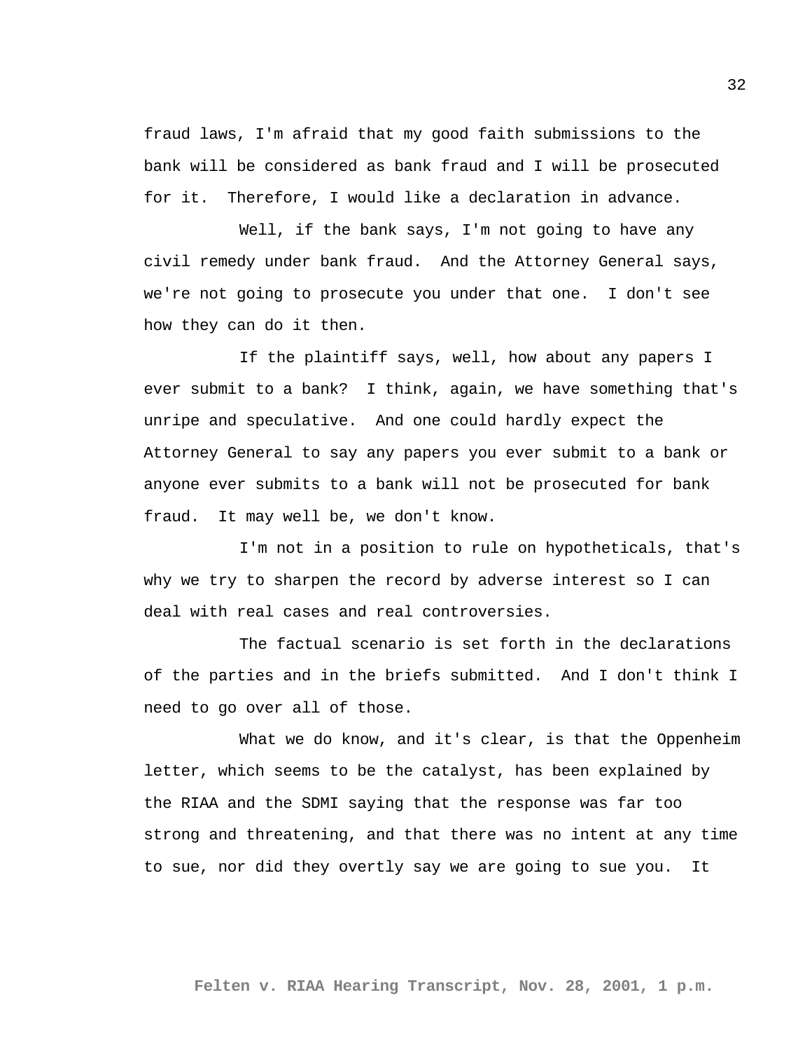fraud laws, I'm afraid that my good faith submissions to the bank will be considered as bank fraud and I will be prosecuted for it. Therefore, I would like a declaration in advance.

Well, if the bank says, I'm not going to have any civil remedy under bank fraud. And the Attorney General says, we're not going to prosecute you under that one. I don't see how they can do it then.

If the plaintiff says, well, how about any papers I ever submit to a bank? I think, again, we have something that's unripe and speculative. And one could hardly expect the Attorney General to say any papers you ever submit to a bank or anyone ever submits to a bank will not be prosecuted for bank fraud. It may well be, we don't know.

I'm not in a position to rule on hypotheticals, that's why we try to sharpen the record by adverse interest so I can deal with real cases and real controversies.

The factual scenario is set forth in the declarations of the parties and in the briefs submitted. And I don't think I need to go over all of those.

What we do know, and it's clear, is that the Oppenheim letter, which seems to be the catalyst, has been explained by the RIAA and the SDMI saying that the response was far too strong and threatening, and that there was no intent at any time to sue, nor did they overtly say we are going to sue you. It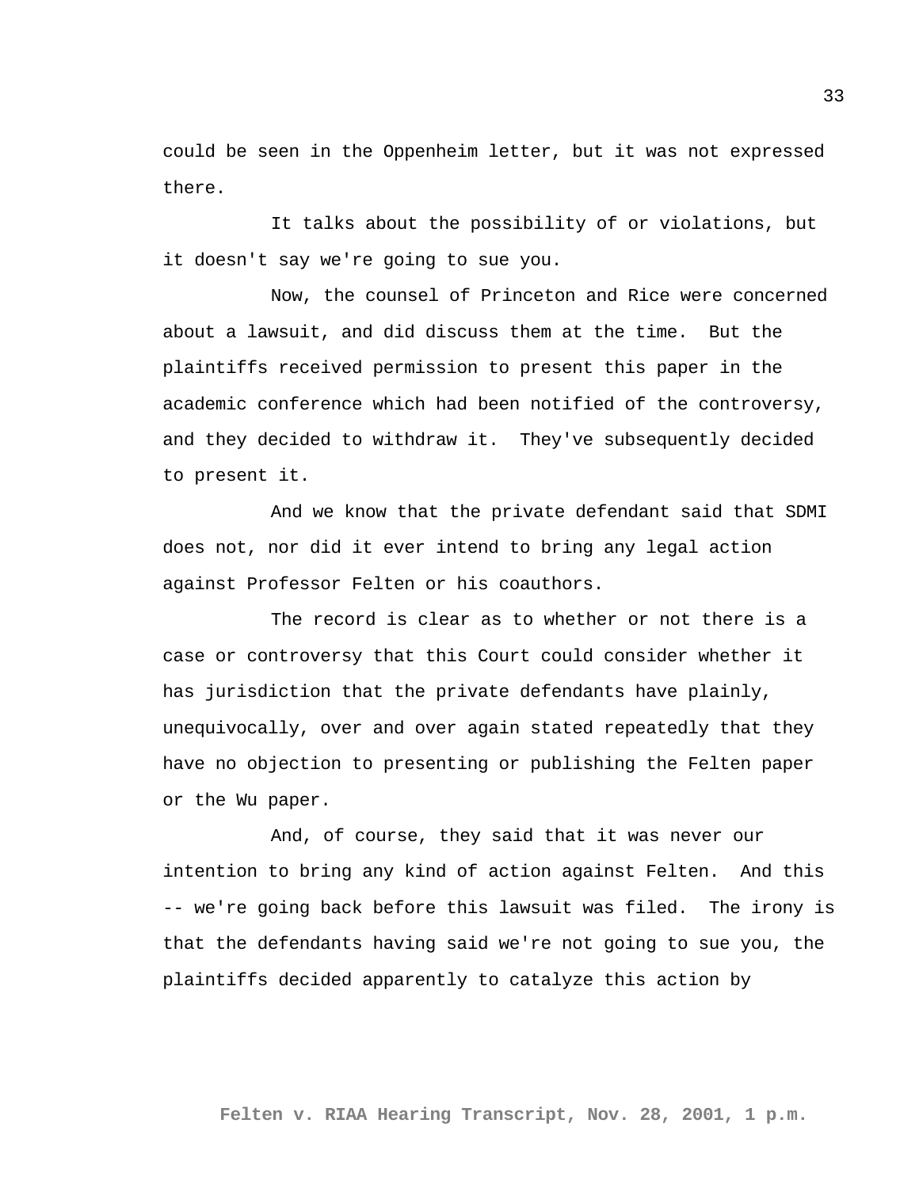could be seen in the Oppenheim letter, but it was not expressed there.

It talks about the possibility of or violations, but it doesn't say we're going to sue you.

Now, the counsel of Princeton and Rice were concerned about a lawsuit, and did discuss them at the time. But the plaintiffs received permission to present this paper in the academic conference which had been notified of the controversy, and they decided to withdraw it. They've subsequently decided to present it.

And we know that the private defendant said that SDMI does not, nor did it ever intend to bring any legal action against Professor Felten or his coauthors.

The record is clear as to whether or not there is a case or controversy that this Court could consider whether it has jurisdiction that the private defendants have plainly, unequivocally, over and over again stated repeatedly that they have no objection to presenting or publishing the Felten paper or the Wu paper.

And, of course, they said that it was never our intention to bring any kind of action against Felten. And this -- we're going back before this lawsuit was filed. The irony is that the defendants having said we're not going to sue you, the plaintiffs decided apparently to catalyze this action by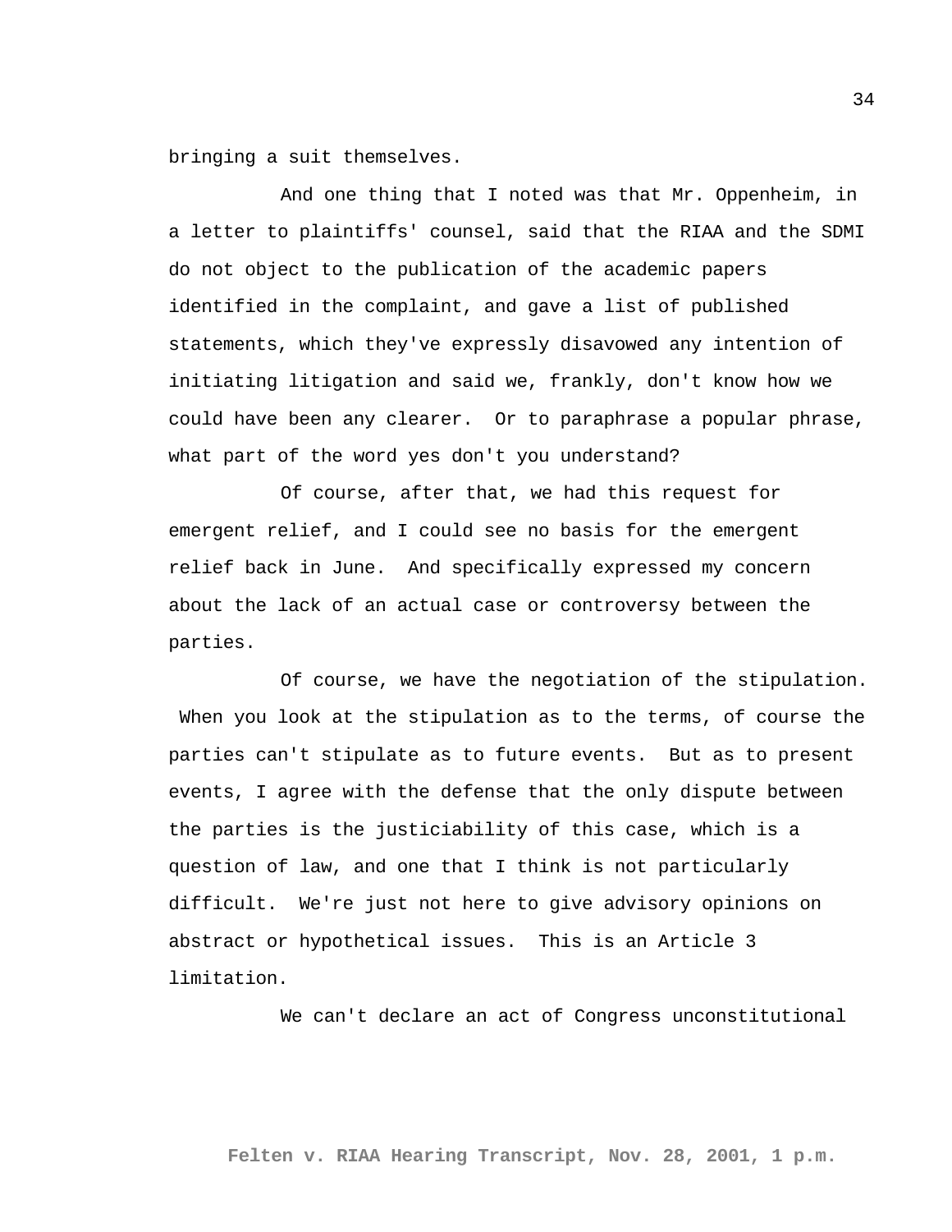bringing a suit themselves.

And one thing that I noted was that Mr. Oppenheim, in a letter to plaintiffs' counsel, said that the RIAA and the SDMI do not object to the publication of the academic papers identified in the complaint, and gave a list of published statements, which they've expressly disavowed any intention of initiating litigation and said we, frankly, don't know how we could have been any clearer. Or to paraphrase a popular phrase, what part of the word yes don't you understand?

Of course, after that, we had this request for emergent relief, and I could see no basis for the emergent relief back in June. And specifically expressed my concern about the lack of an actual case or controversy between the parties.

Of course, we have the negotiation of the stipulation. When you look at the stipulation as to the terms, of course the parties can't stipulate as to future events. But as to present events, I agree with the defense that the only dispute between the parties is the justiciability of this case, which is a question of law, and one that I think is not particularly difficult. We're just not here to give advisory opinions on abstract or hypothetical issues. This is an Article 3 limitation.

We can't declare an act of Congress unconstitutional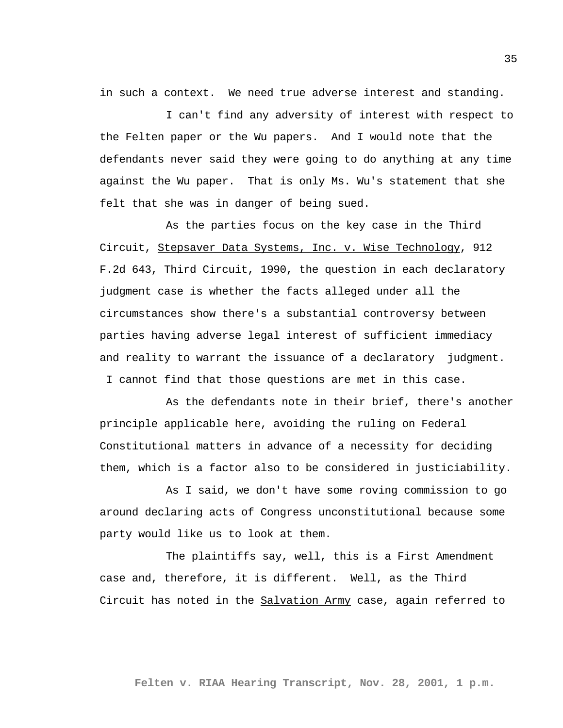in such a context. We need true adverse interest and standing.

I can't find any adversity of interest with respect to the Felten paper or the Wu papers. And I would note that the defendants never said they were going to do anything at any time against the Wu paper. That is only Ms. Wu's statement that she felt that she was in danger of being sued.

As the parties focus on the key case in the Third Circuit, Stepsaver Data Systems, Inc. v. Wise Technology, 912 F.2d 643, Third Circuit, 1990, the question in each declaratory judgment case is whether the facts alleged under all the circumstances show there's a substantial controversy between parties having adverse legal interest of sufficient immediacy and reality to warrant the issuance of a declaratory judgment. I cannot find that those questions are met in this case.

As the defendants note in their brief, there's another principle applicable here, avoiding the ruling on Federal Constitutional matters in advance of a necessity for deciding them, which is a factor also to be considered in justiciability.

As I said, we don't have some roving commission to go around declaring acts of Congress unconstitutional because some party would like us to look at them.

The plaintiffs say, well, this is a First Amendment case and, therefore, it is different. Well, as the Third Circuit has noted in the Salvation Army case, again referred to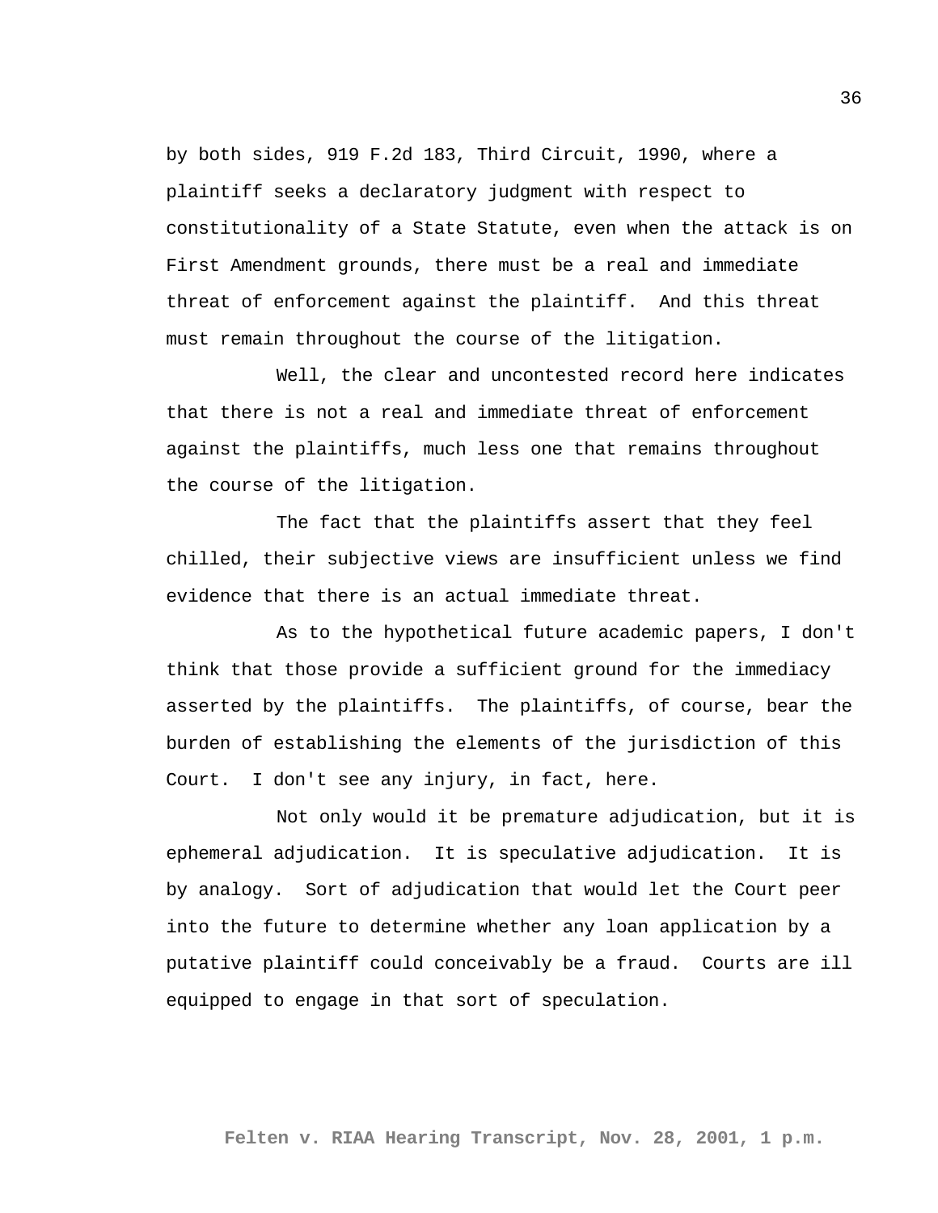by both sides, 919 F.2d 183, Third Circuit, 1990, where a plaintiff seeks a declaratory judgment with respect to constitutionality of a State Statute, even when the attack is on First Amendment grounds, there must be a real and immediate threat of enforcement against the plaintiff. And this threat must remain throughout the course of the litigation.

Well, the clear and uncontested record here indicates that there is not a real and immediate threat of enforcement against the plaintiffs, much less one that remains throughout the course of the litigation.

The fact that the plaintiffs assert that they feel chilled, their subjective views are insufficient unless we find evidence that there is an actual immediate threat.

As to the hypothetical future academic papers, I don't think that those provide a sufficient ground for the immediacy asserted by the plaintiffs. The plaintiffs, of course, bear the burden of establishing the elements of the jurisdiction of this Court. I don't see any injury, in fact, here.

Not only would it be premature adjudication, but it is ephemeral adjudication. It is speculative adjudication. It is by analogy. Sort of adjudication that would let the Court peer into the future to determine whether any loan application by a putative plaintiff could conceivably be a fraud. Courts are ill equipped to engage in that sort of speculation.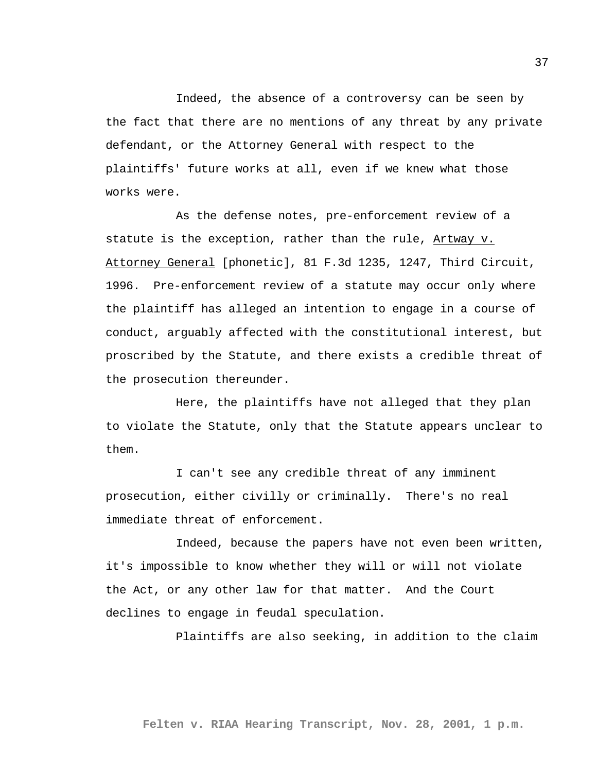Indeed, the absence of a controversy can be seen by the fact that there are no mentions of any threat by any private defendant, or the Attorney General with respect to the plaintiffs' future works at all, even if we knew what those works were.

As the defense notes, pre-enforcement review of a statute is the exception, rather than the rule, Artway v. Attorney General [phonetic], 81 F.3d 1235, 1247, Third Circuit, 1996. Pre-enforcement review of a statute may occur only where the plaintiff has alleged an intention to engage in a course of conduct, arguably affected with the constitutional interest, but proscribed by the Statute, and there exists a credible threat of the prosecution thereunder.

Here, the plaintiffs have not alleged that they plan to violate the Statute, only that the Statute appears unclear to them.

I can't see any credible threat of any imminent prosecution, either civilly or criminally. There's no real immediate threat of enforcement.

Indeed, because the papers have not even been written, it's impossible to know whether they will or will not violate the Act, or any other law for that matter. And the Court declines to engage in feudal speculation.

Plaintiffs are also seeking, in addition to the claim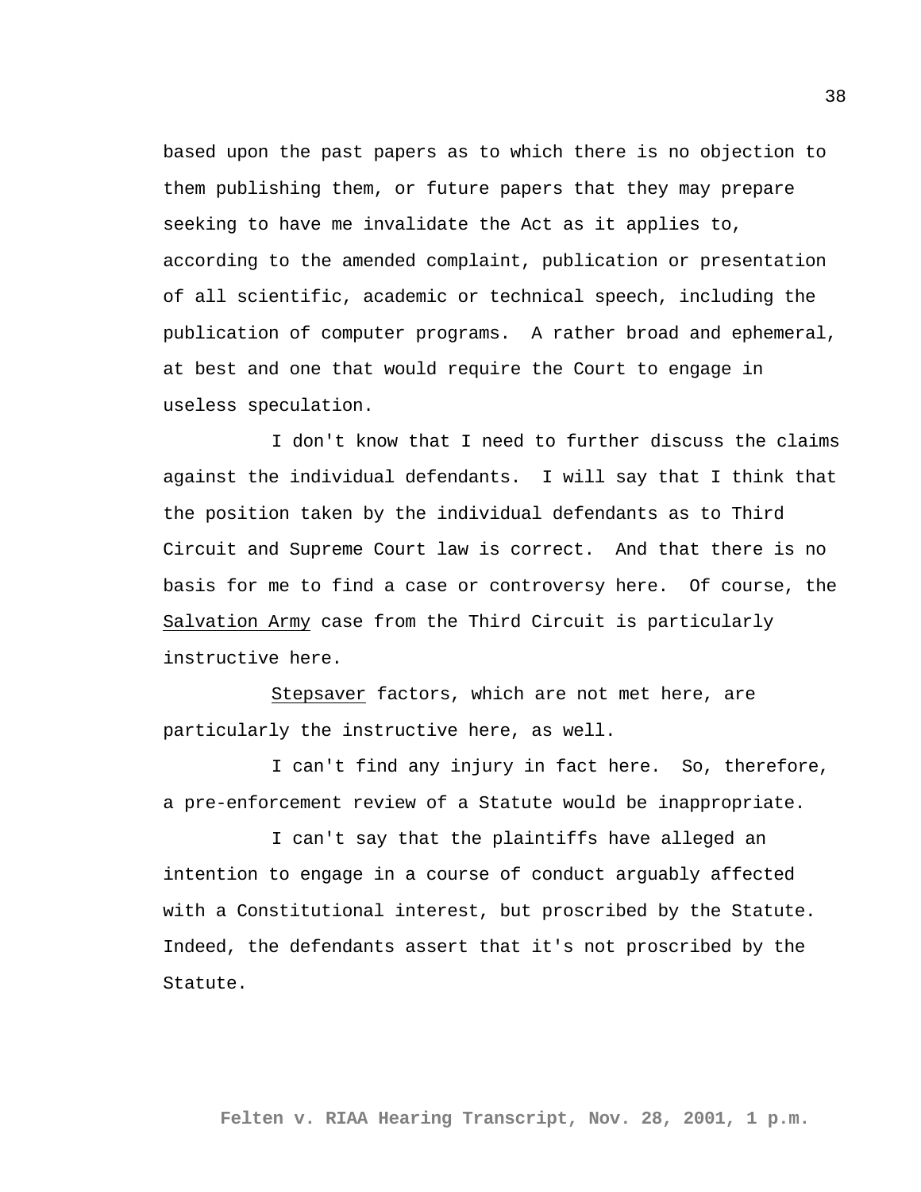based upon the past papers as to which there is no objection to them publishing them, or future papers that they may prepare seeking to have me invalidate the Act as it applies to, according to the amended complaint, publication or presentation of all scientific, academic or technical speech, including the publication of computer programs. A rather broad and ephemeral, at best and one that would require the Court to engage in useless speculation.

I don't know that I need to further discuss the claims against the individual defendants. I will say that I think that the position taken by the individual defendants as to Third Circuit and Supreme Court law is correct. And that there is no basis for me to find a case or controversy here. Of course, the Salvation Army case from the Third Circuit is particularly instructive here.

Stepsaver factors, which are not met here, are particularly the instructive here, as well.

I can't find any injury in fact here. So, therefore, a pre-enforcement review of a Statute would be inappropriate.

I can't say that the plaintiffs have alleged an intention to engage in a course of conduct arguably affected with a Constitutional interest, but proscribed by the Statute. Indeed, the defendants assert that it's not proscribed by the Statute.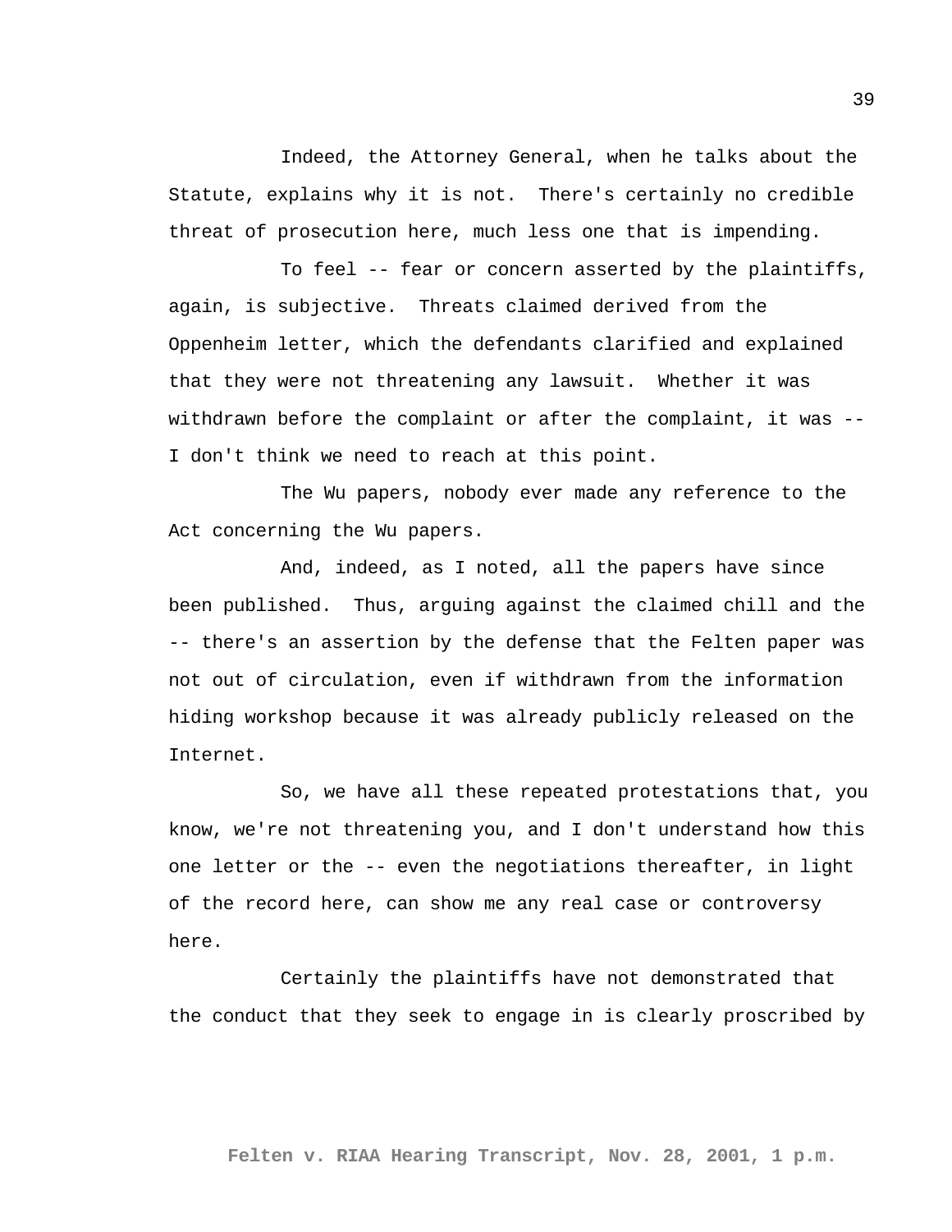Indeed, the Attorney General, when he talks about the Statute, explains why it is not. There's certainly no credible threat of prosecution here, much less one that is impending.

To feel -- fear or concern asserted by the plaintiffs, again, is subjective. Threats claimed derived from the Oppenheim letter, which the defendants clarified and explained that they were not threatening any lawsuit. Whether it was withdrawn before the complaint or after the complaint, it was -- I don't think we need to reach at this point.

The Wu papers, nobody ever made any reference to the Act concerning the Wu papers.

And, indeed, as I noted, all the papers have since been published. Thus, arguing against the claimed chill and the -- there's an assertion by the defense that the Felten paper was not out of circulation, even if withdrawn from the information hiding workshop because it was already publicly released on the Internet.

So, we have all these repeated protestations that, you know, we're not threatening you, and I don't understand how this one letter or the -- even the negotiations thereafter, in light of the record here, can show me any real case or controversy here.

Certainly the plaintiffs have not demonstrated that the conduct that they seek to engage in is clearly proscribed by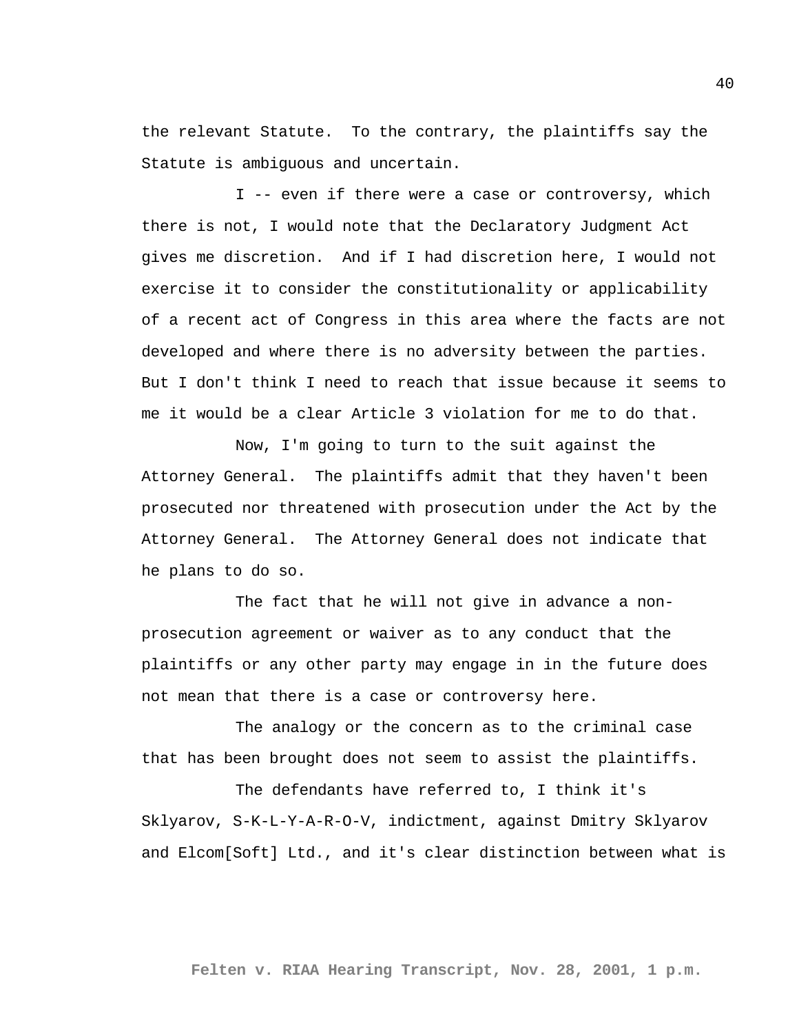the relevant Statute. To the contrary, the plaintiffs say the Statute is ambiguous and uncertain.

I -- even if there were a case or controversy, which there is not, I would note that the Declaratory Judgment Act gives me discretion. And if I had discretion here, I would not exercise it to consider the constitutionality or applicability of a recent act of Congress in this area where the facts are not developed and where there is no adversity between the parties. But I don't think I need to reach that issue because it seems to me it would be a clear Article 3 violation for me to do that.

Now, I'm going to turn to the suit against the Attorney General. The plaintiffs admit that they haven't been prosecuted nor threatened with prosecution under the Act by the Attorney General. The Attorney General does not indicate that he plans to do so.

The fact that he will not give in advance a non-prosecution agreement or waiver as to any conduct that the plaintiffs or any other party may engage in in the future does not mean that there is a case or controversy here.

The analogy or the concern as to the criminal case that has been brought does not seem to assist the plaintiffs.

The defendants have referred to, I think it's Sklyarov, S-K-L-Y-A-R-O-V, indictment, against Dmitry Sklyarov and Elcom[Soft] Ltd., and it's clear distinction between what is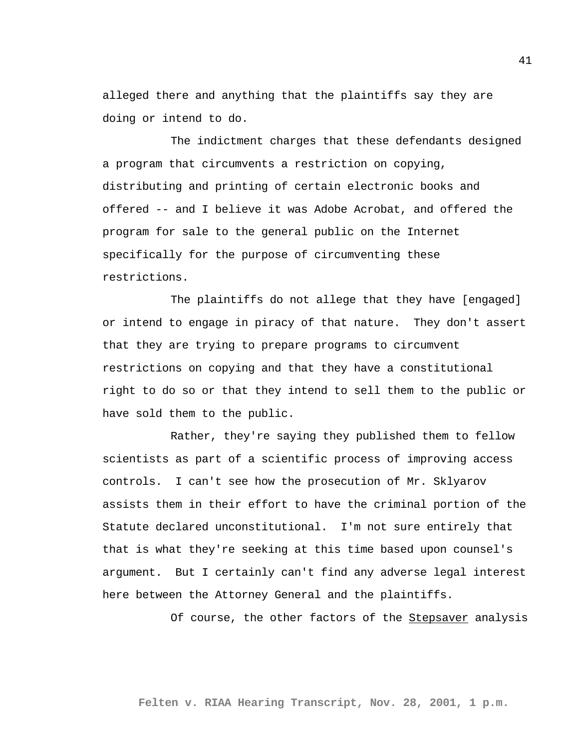alleged there and anything that the plaintiffs say they are doing or intend to do.

The indictment charges that these defendants designed a program that circumvents a restriction on copying, distributing and printing of certain electronic books and offered -- and I believe it was Adobe Acrobat, and offered the program for sale to the general public on the Internet specifically for the purpose of circumventing these restrictions.

The plaintiffs do not allege that they have [engaged] or intend to engage in piracy of that nature. They don't assert that they are trying to prepare programs to circumvent restrictions on copying and that they have a constitutional right to do so or that they intend to sell them to the public or have sold them to the public.

Rather, they're saying they published them to fellow scientists as part of a scientific process of improving access controls. I can't see how the prosecution of Mr. Sklyarov assists them in their effort to have the criminal portion of the Statute declared unconstitutional. I'm not sure entirely that that is what they're seeking at this time based upon counsel's argument. But I certainly can't find any adverse legal interest here between the Attorney General and the plaintiffs.

Of course, the other factors of the <u>Stepsaver</u> analysis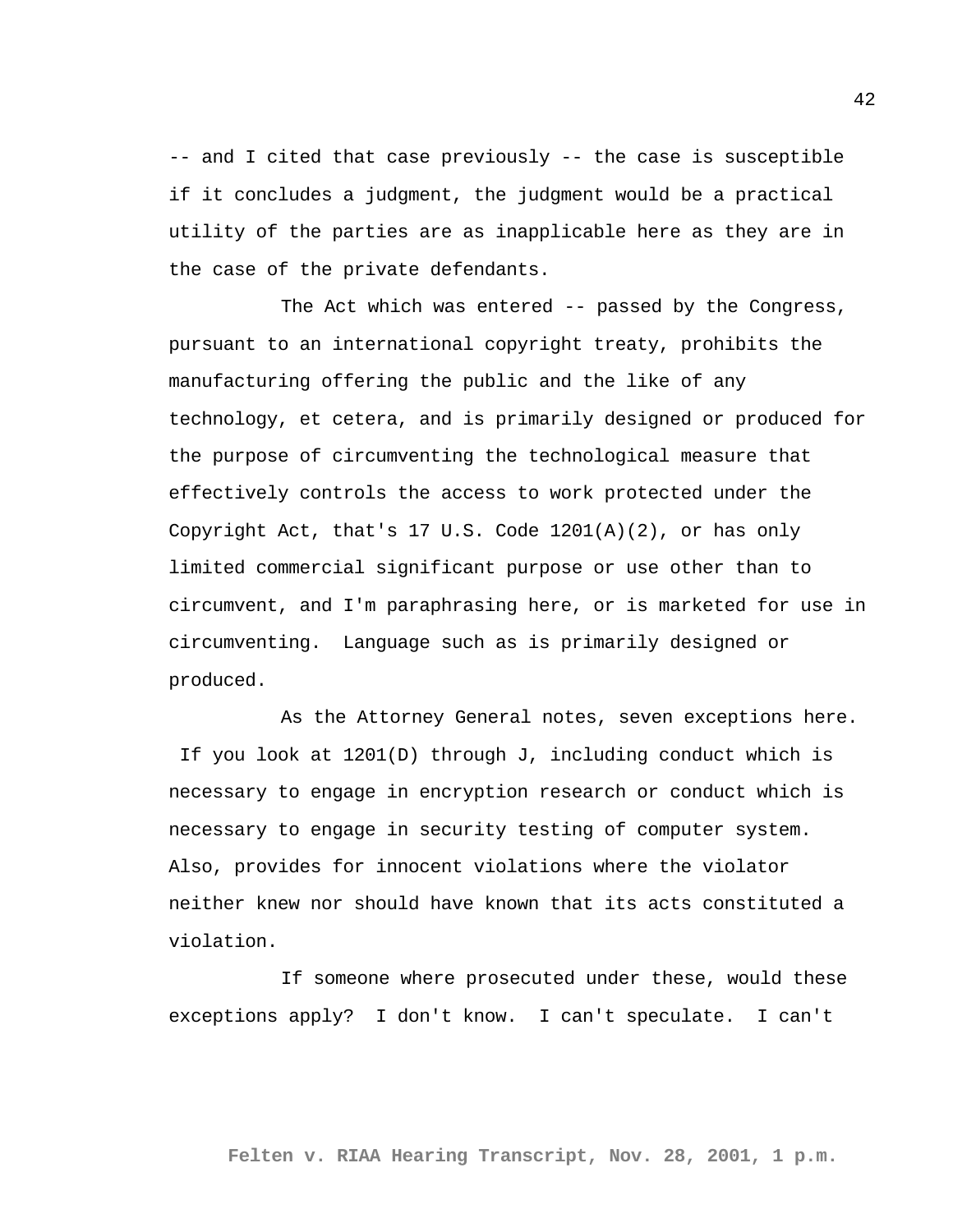-- and I cited that case previously -- the case is susceptible if it concludes a judgment, the judgment would be a practical utility of the parties are as inapplicable here as they are in the case of the private defendants.

The Act which was entered -- passed by the Congress, pursuant to an international copyright treaty, prohibits the manufacturing offering the public and the like of any technology, et cetera, and is primarily designed or produced for the purpose of circumventing the technological measure that effectively controls the access to work protected under the Copyright Act, that's 17 U.S. Code 1201(A)(2), or has only limited commercial significant purpose or use other than to circumvent, and I'm paraphrasing here, or is marketed for use in circumventing.  Language such as is primarily designed or produced.

As the Attorney General notes, seven exceptions here.  If you look at 1201(D) through J, including conduct which is necessary to engage in encryption research or conduct which is necessary to engage in security testing of computer system. Also, provides for innocent violations where the violator neither knew nor should have known that its acts constituted a violation.

If someone where prosecuted under these, would these exceptions apply?  I don't know.  I can't speculate.  I can't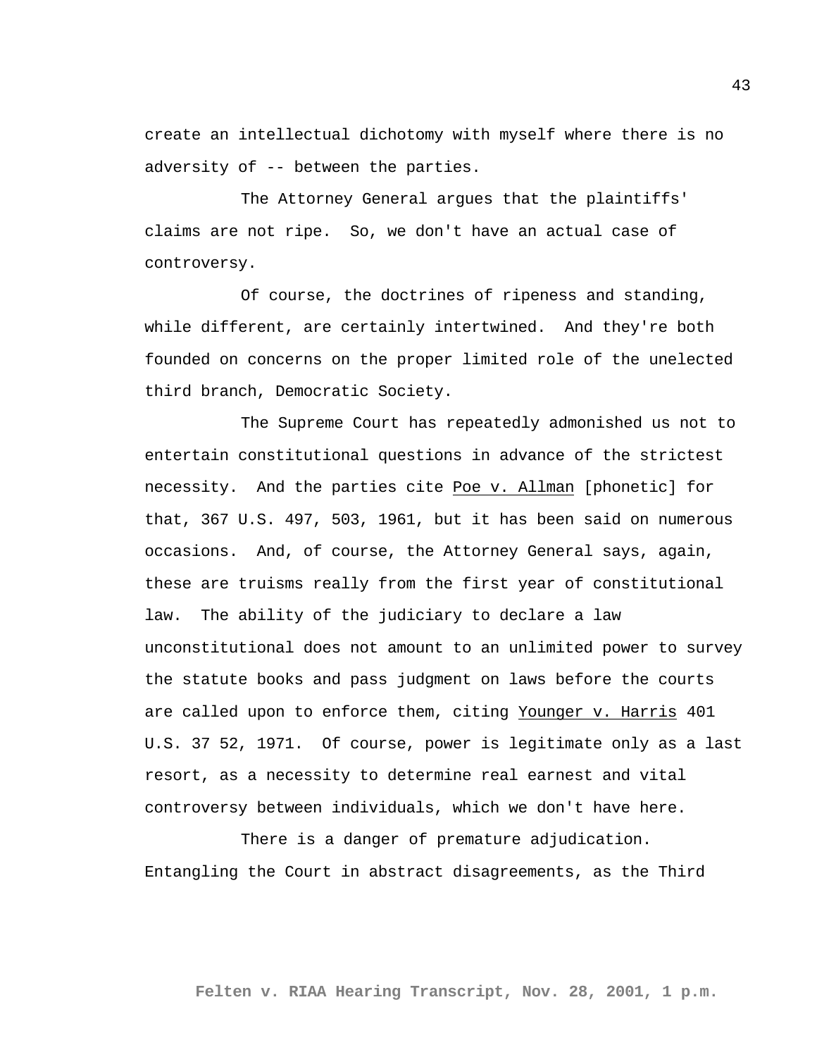create an intellectual dichotomy with myself where there is no adversity of -- between the parties.

The Attorney General argues that the plaintiffs' claims are not ripe. So, we don't have an actual case of controversy.

Of course, the doctrines of ripeness and standing, while different, are certainly intertwined. And they're both founded on concerns on the proper limited role of the unelected third branch, Democratic Society.

The Supreme Court has repeatedly admonished us not to entertain constitutional questions in advance of the strictest necessity. And the parties cite <u>Poe v. Allman</u> [phonetic] for that, 367 U.S. 497, 503, 1961, but it has been said on numerous occasions. And, of course, the Attorney General says, again, these are truisms really from the first year of constitutional law. The ability of the judiciary to declare a law unconstitutional does not amount to an unlimited power to survey the statute books and pass judgment on laws before the courts are called upon to enforce them, citing <u>Younger v. Harris</u> 401 U.S. 37 52, 1971. Of course, power is legitimate only as a last resort, as a necessity to determine real earnest and vital controversy between individuals, which we don't have here.

There is a danger of premature adjudication. Entangling the Court in abstract disagreements, as the Third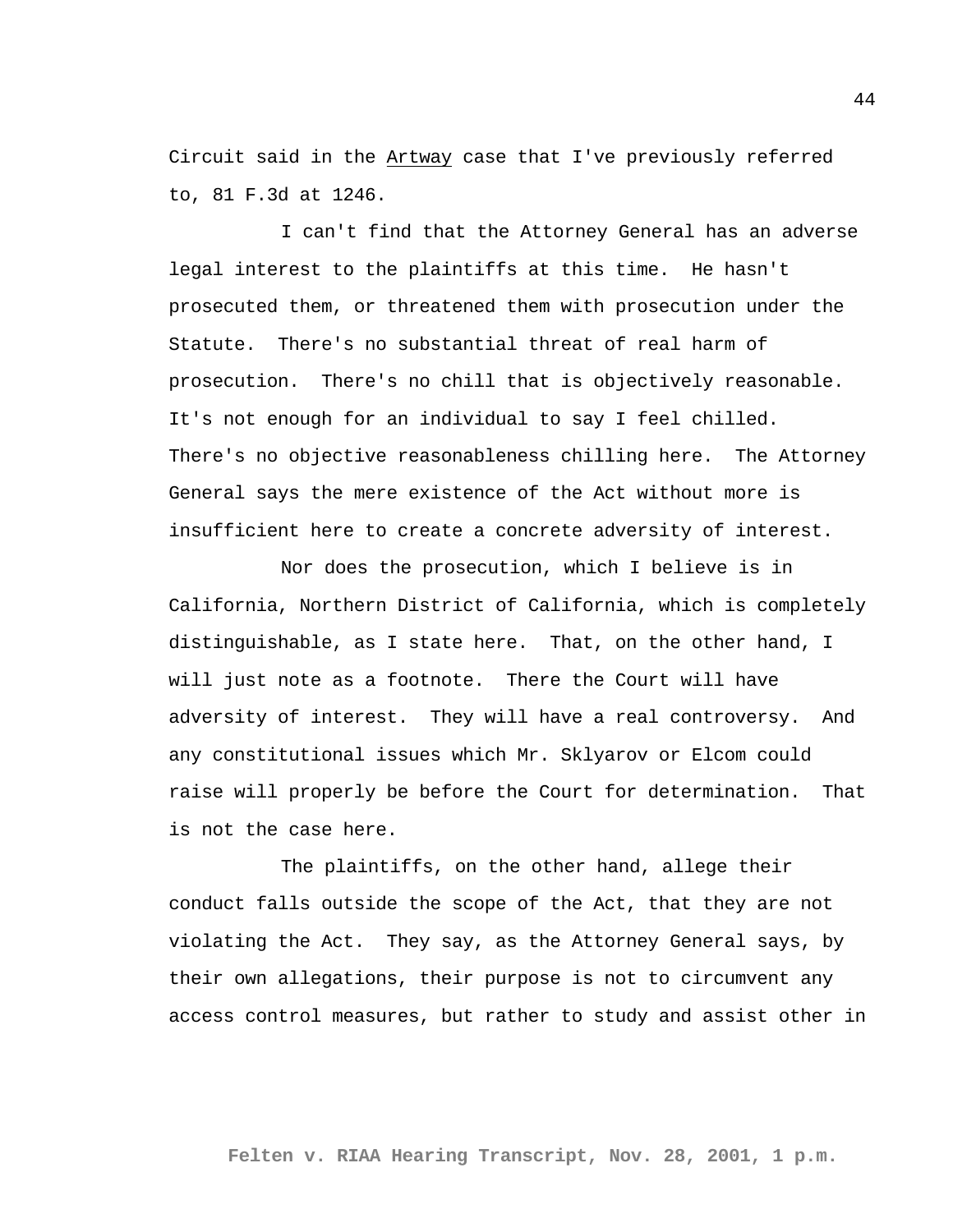Circuit said in the Artway case that I've previously referred to, 81 F.3d at 1246.

I can't find that the Attorney General has an adverse legal interest to the plaintiffs at this time. He hasn't prosecuted them, or threatened them with prosecution under the Statute. There's no substantial threat of real harm of prosecution. There's no chill that is objectively reasonable. It's not enough for an individual to say I feel chilled. There's no objective reasonableness chilling here. The Attorney General says the mere existence of the Act without more is insufficient here to create a concrete adversity of interest.

Nor does the prosecution, which I believe is in California, Northern District of California, which is completely distinguishable, as I state here. That, on the other hand, I will just note as a footnote. There the Court will have adversity of interest. They will have a real controversy. And any constitutional issues which Mr. Sklyarov or Elcom could raise will properly be before the Court for determination. That is not the case here.

The plaintiffs, on the other hand, allege their conduct falls outside the scope of the Act, that they are not violating the Act. They say, as the Attorney General says, by their own allegations, their purpose is not to circumvent any access control measures, but rather to study and assist other in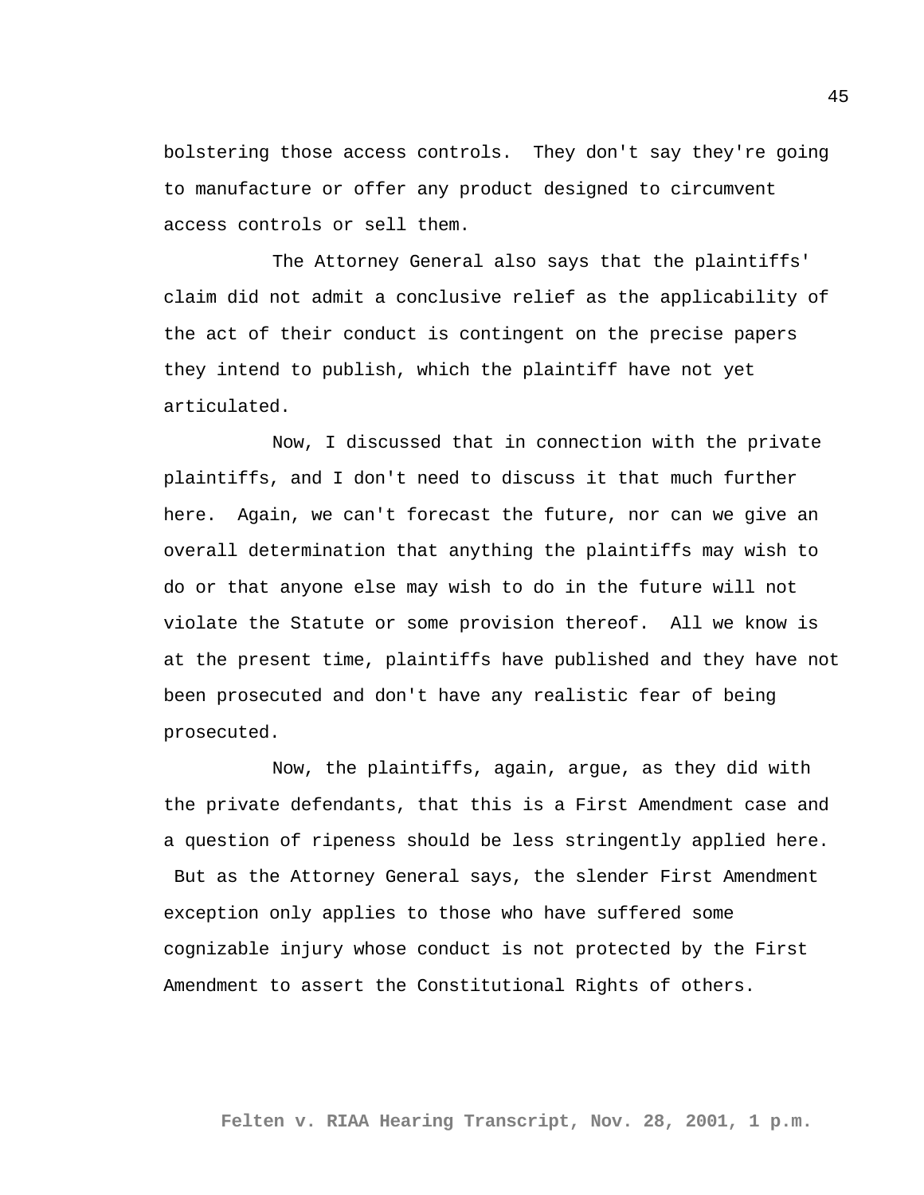bolstering those access controls. They don't say they're going to manufacture or offer any product designed to circumvent access controls or sell them.

The Attorney General also says that the plaintiffs' claim did not admit a conclusive relief as the applicability of the act of their conduct is contingent on the precise papers they intend to publish, which the plaintiff have not yet articulated.

Now, I discussed that in connection with the private plaintiffs, and I don't need to discuss it that much further here. Again, we can't forecast the future, nor can we give an overall determination that anything the plaintiffs may wish to do or that anyone else may wish to do in the future will not violate the Statute or some provision thereof. All we know is at the present time, plaintiffs have published and they have not been prosecuted and don't have any realistic fear of being prosecuted.

Now, the plaintiffs, again, argue, as they did with the private defendants, that this is a First Amendment case and a question of ripeness should be less stringently applied here. But as the Attorney General says, the slender First Amendment exception only applies to those who have suffered some cognizable injury whose conduct is not protected by the First Amendment to assert the Constitutional Rights of others.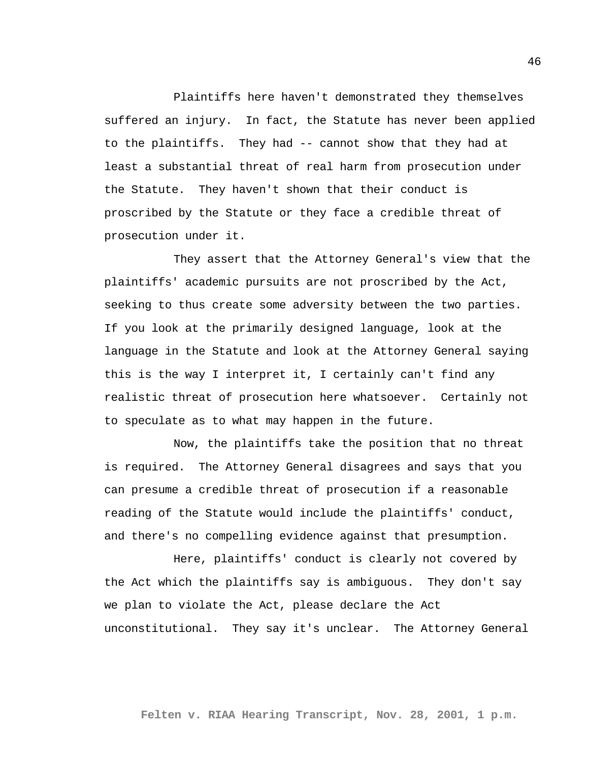Plaintiffs here haven't demonstrated they themselves suffered an injury. In fact, the Statute has never been applied to the plaintiffs. They had -- cannot show that they had at least a substantial threat of real harm from prosecution under the Statute. They haven't shown that their conduct is proscribed by the Statute or they face a credible threat of prosecution under it.

They assert that the Attorney General's view that the plaintiffs' academic pursuits are not proscribed by the Act, seeking to thus create some adversity between the two parties. If you look at the primarily designed language, look at the language in the Statute and look at the Attorney General saying this is the way I interpret it, I certainly can't find any realistic threat of prosecution here whatsoever. Certainly not to speculate as to what may happen in the future.

Now, the plaintiffs take the position that no threat is required. The Attorney General disagrees and says that you can presume a credible threat of prosecution if a reasonable reading of the Statute would include the plaintiffs' conduct, and there's no compelling evidence against that presumption.

Here, plaintiffs' conduct is clearly not covered by the Act which the plaintiffs say is ambiguous. They don't say we plan to violate the Act, please declare the Act unconstitutional. They say it's unclear. The Attorney General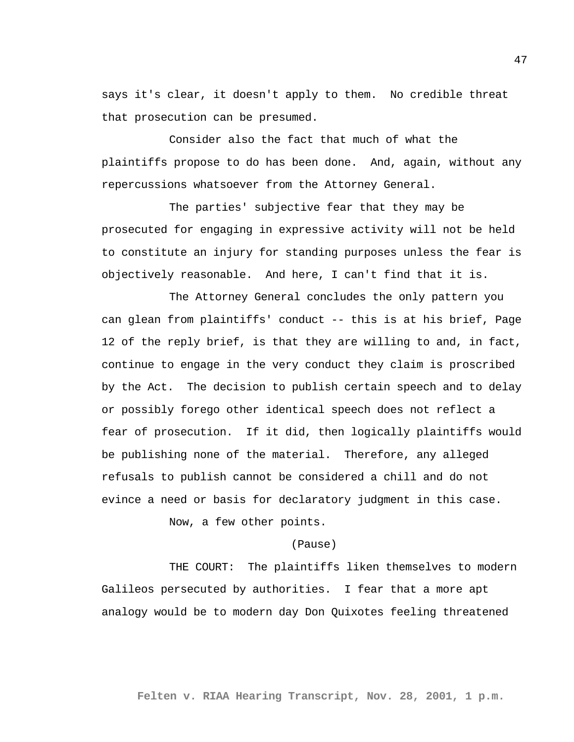says it's clear, it doesn't apply to them. No credible threat that prosecution can be presumed.

Consider also the fact that much of what the plaintiffs propose to do has been done. And, again, without any repercussions whatsoever from the Attorney General.

The parties' subjective fear that they may be prosecuted for engaging in expressive activity will not be held to constitute an injury for standing purposes unless the fear is objectively reasonable. And here, I can't find that it is.

The Attorney General concludes the only pattern you can glean from plaintiffs' conduct -- this is at his brief, Page 12 of the reply brief, is that they are willing to and, in fact, continue to engage in the very conduct they claim is proscribed by the Act. The decision to publish certain speech and to delay or possibly forego other identical speech does not reflect a fear of prosecution. If it did, then logically plaintiffs would be publishing none of the material. Therefore, any alleged refusals to publish cannot be considered a chill and do not evince a need or basis for declaratory judgment in this case.

Now, a few other points.

(Pause)

THE COURT: The plaintiffs liken themselves to modern Galileos persecuted by authorities. I fear that a more apt analogy would be to modern day Don Quixotes feeling threatened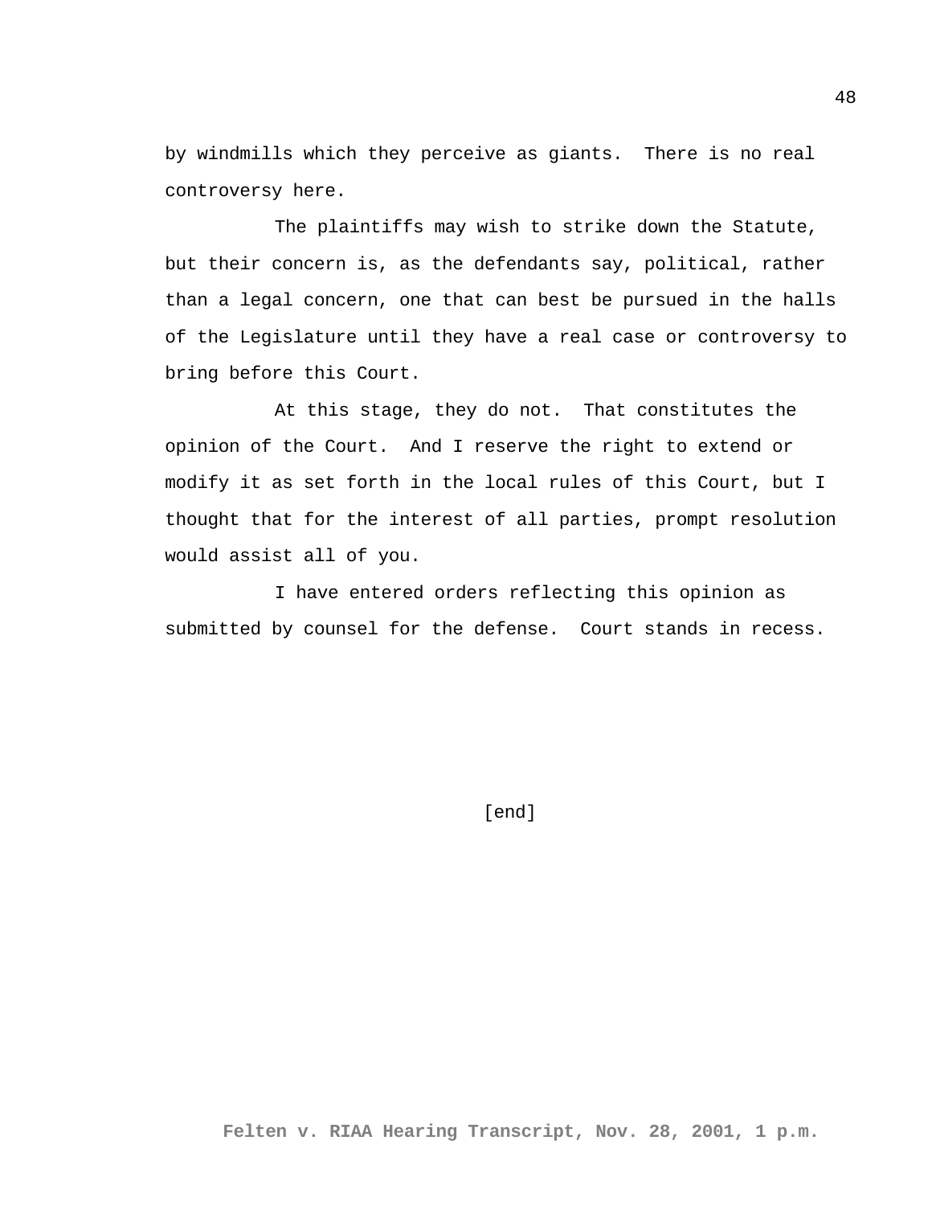by windmills which they perceive as giants.  There is no real controversy here.

The plaintiffs may wish to strike down the Statute, but their concern is, as the defendants say, political, rather than a legal concern, one that can best be pursued in the halls of the Legislature until they have a real case or controversy to bring before this Court.

At this stage, they do not.  That constitutes the opinion of the Court.  And I reserve the right to extend or modify it as set forth in the local rules of this Court, but I thought that for the interest of all parties, prompt resolution would assist all of you.

I have entered orders reflecting this opinion as submitted by counsel for the defense.  Court stands in recess.

[end]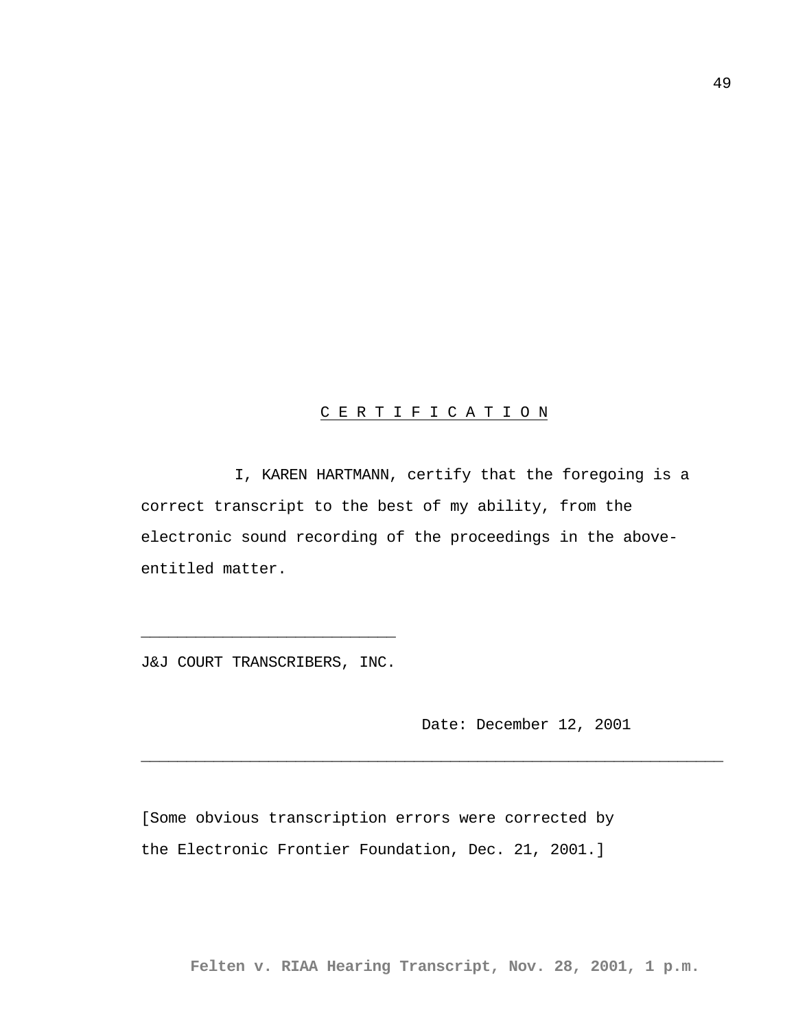<u>C E R T I F I C A T I O N</u>

I, KAREN HARTMANN, certify that the foregoing is a correct transcript to the best of my ability, from the electronic sound recording of the proceedings in the above-entitled matter.

___________________________

J&J COURT TRANSCRIBERS, INC.

Date: December 12, 2001

---

[Some obvious transcription errors were corrected by the Electronic Frontier Foundation, Dec. 21, 2001.]